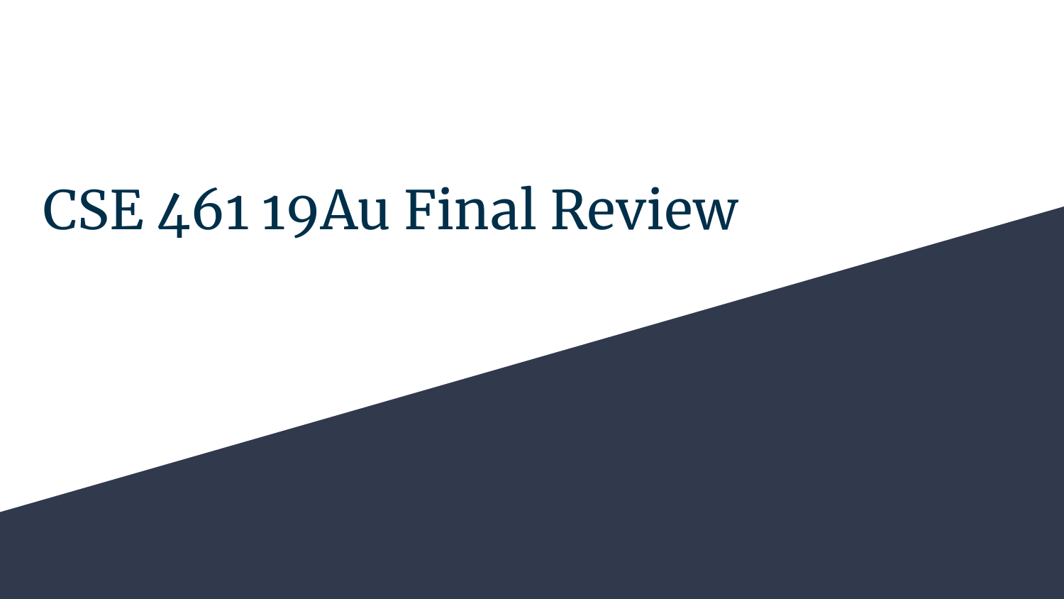# CSE 461 19Au Final Review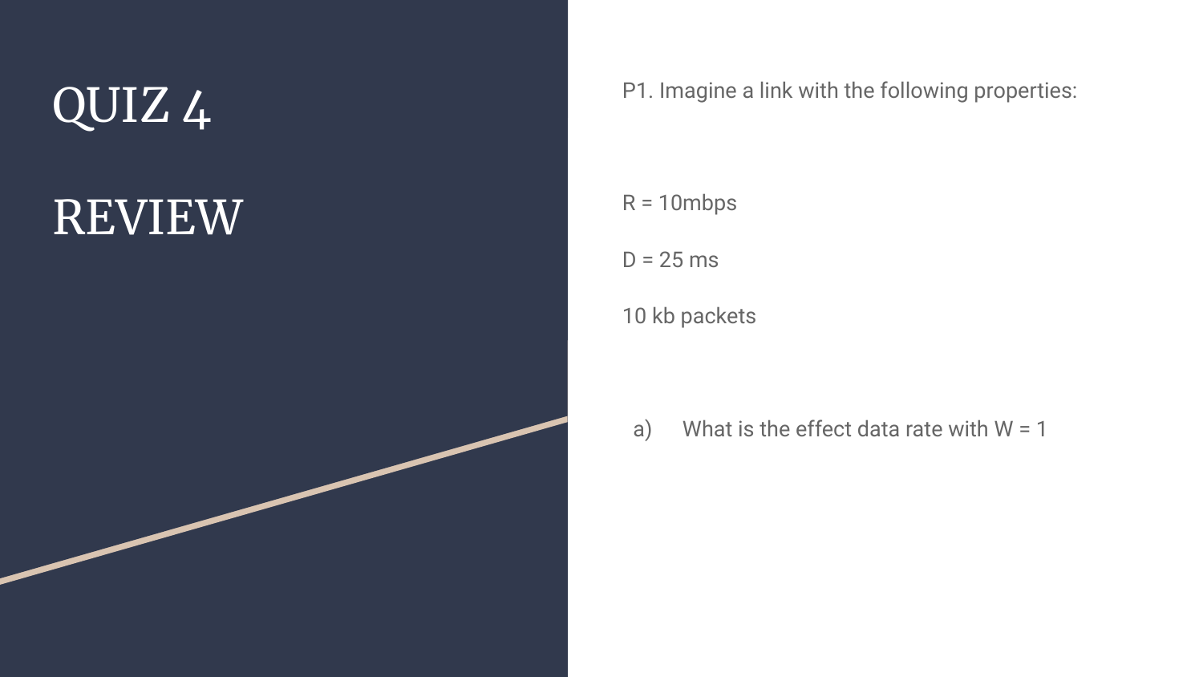# QUIZ 4

# REVIEW

P1. Imagine a link with the following properties:

R = 10mbps

D = 25 ms

10 kb packets

a) What is the effect data rate with W = 1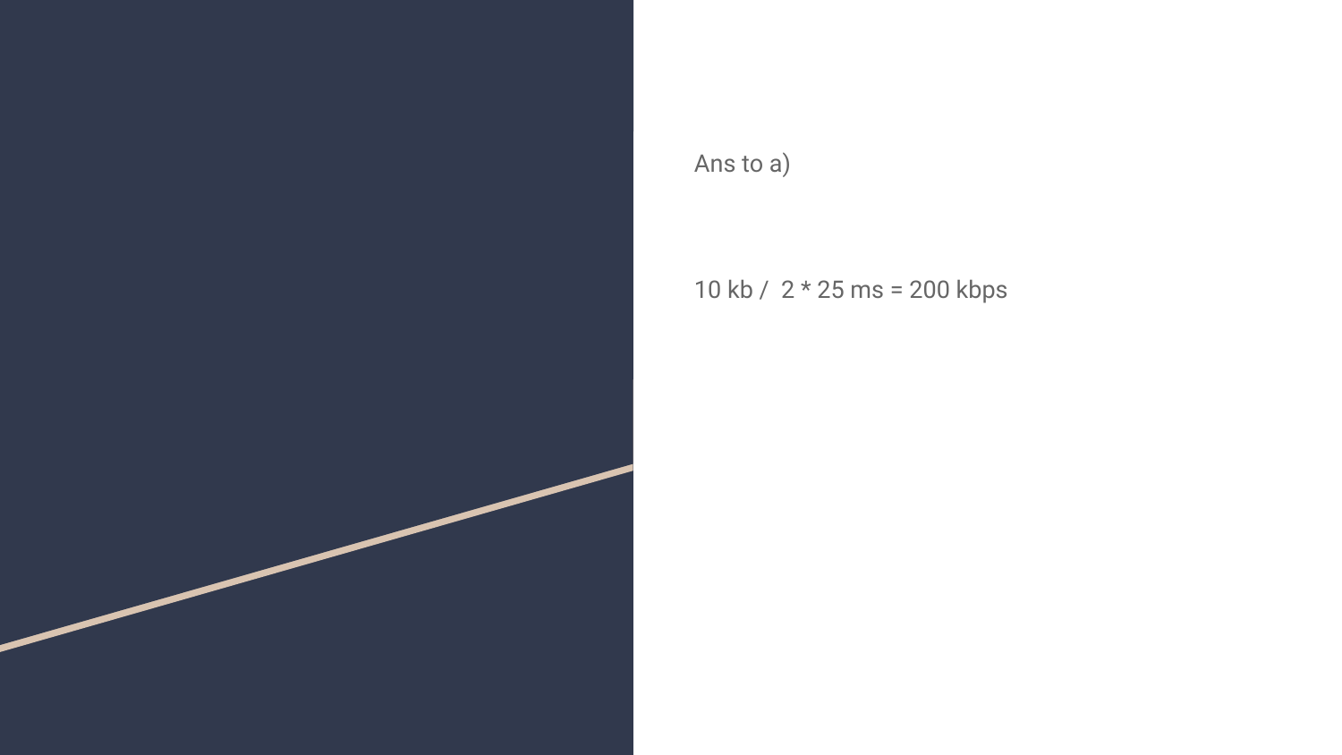Ans to a)

10 kb /  2 * 25 ms = 200 kbps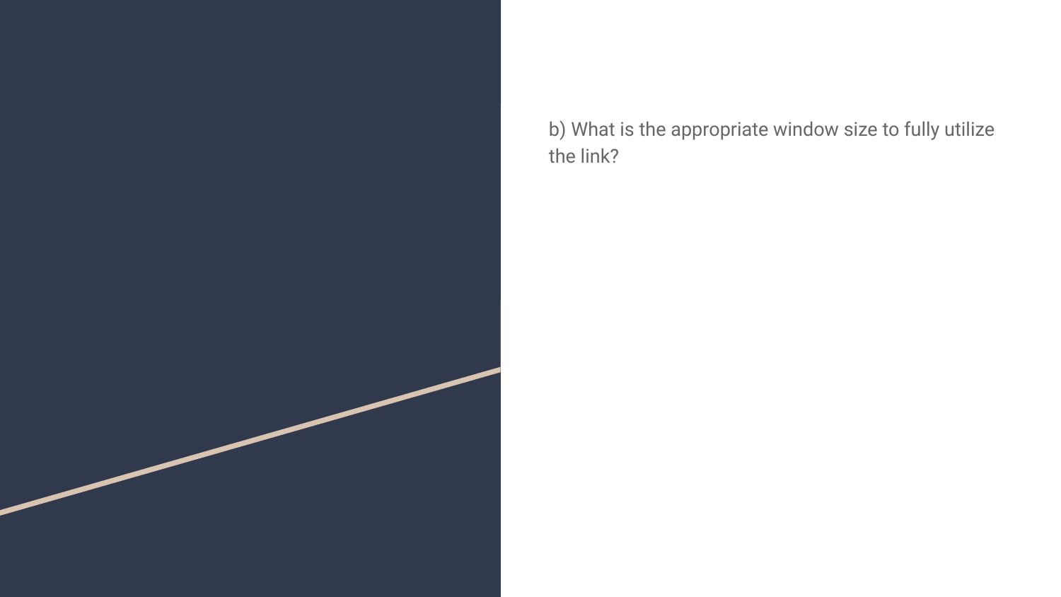b) What is the appropriate window size to fully utilize the link?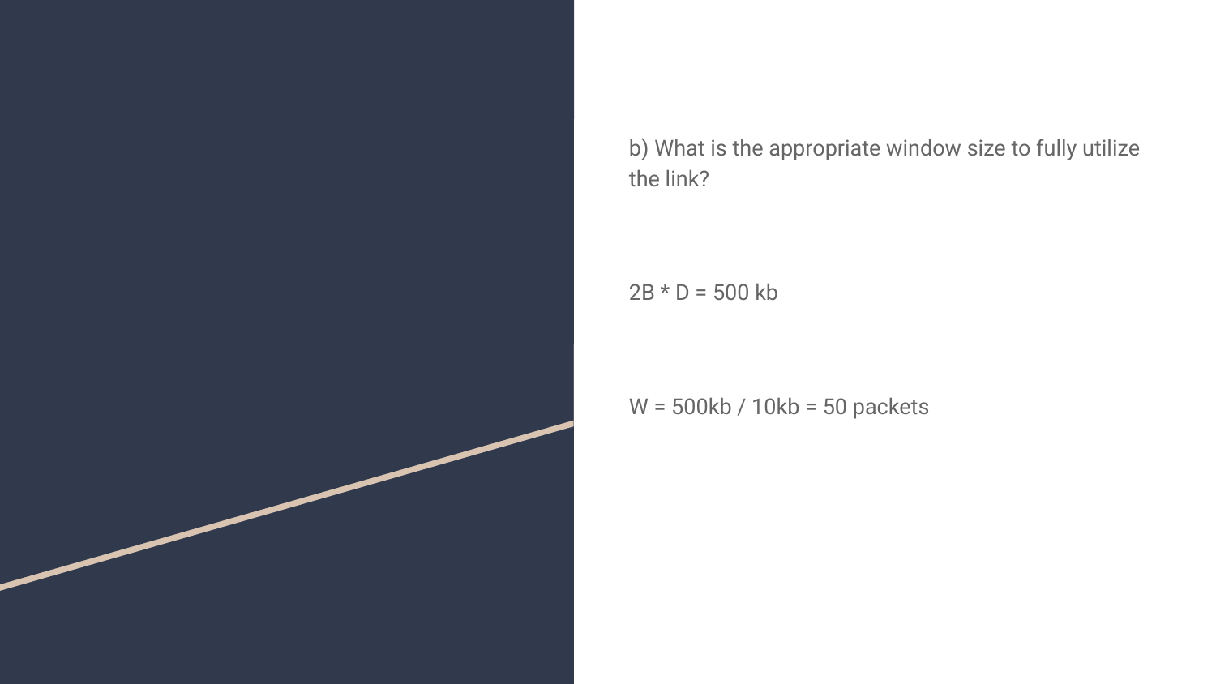b) What is the appropriate window size to fully utilize the link?

$2B * D = 500$ kb

$W = 500\text{kb} / 10\text{kb} = 50$ packets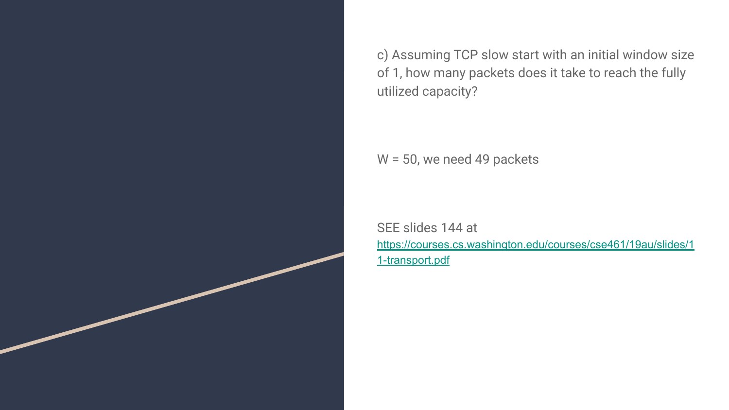c) Assuming TCP slow start with an initial window size of 1, how many packets does it take to reach the fully utilized capacity?

$W = 50$, we need 49 packets

SEE slides 144 at [https://courses.cs.washington.edu/courses/cse461/19au/slides/11-transport.pdf](https://courses.cs.washington.edu/courses/cse461/19au/slides/11-transport.pdf)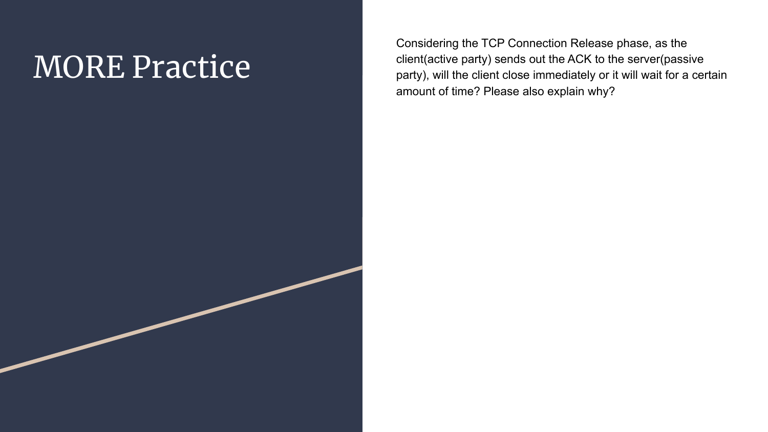# MORE Practice

Considering the TCP Connection Release phase, as the client(active party) sends out the ACK to the server(passive party), will the client close immediately or it will wait for a certain amount of time? Please also explain why?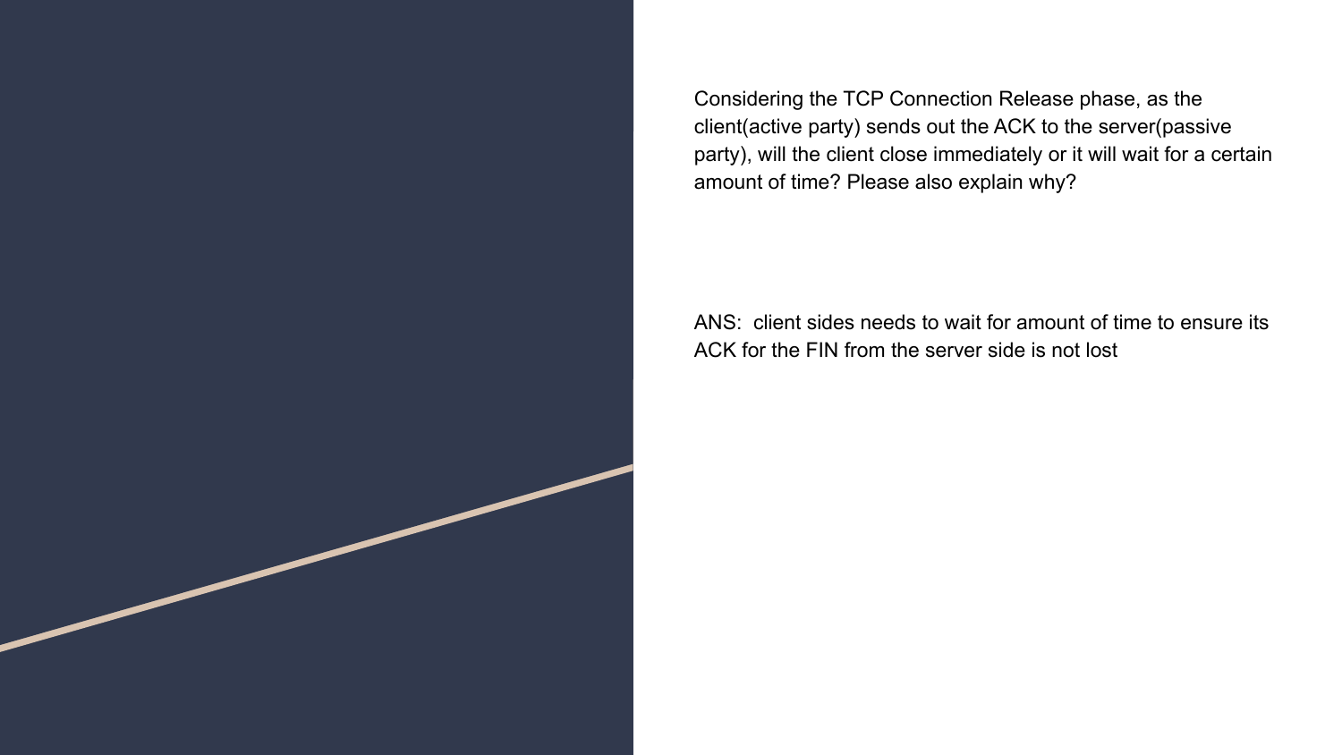Considering the TCP Connection Release phase, as the client(active party) sends out the ACK to the server(passive party), will the client close immediately or it will wait for a certain amount of time? Please also explain why?

ANS: client sides needs to wait for amount of time to ensure its ACK for the FIN from the server side is not lost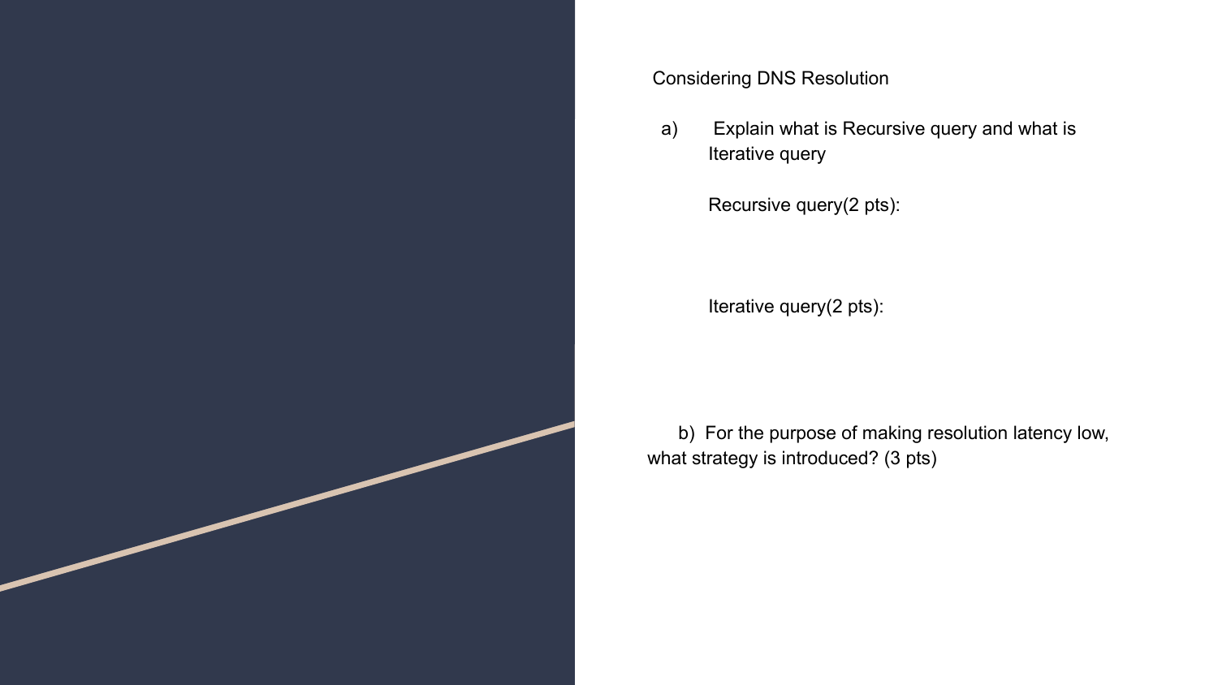Considering DNS Resolution

a) Explain what is Recursive query and what is Iterative query

Recursive query(2 pts):

Iterative query(2 pts):

b) For the purpose of making resolution latency low, what strategy is introduced? (3 pts)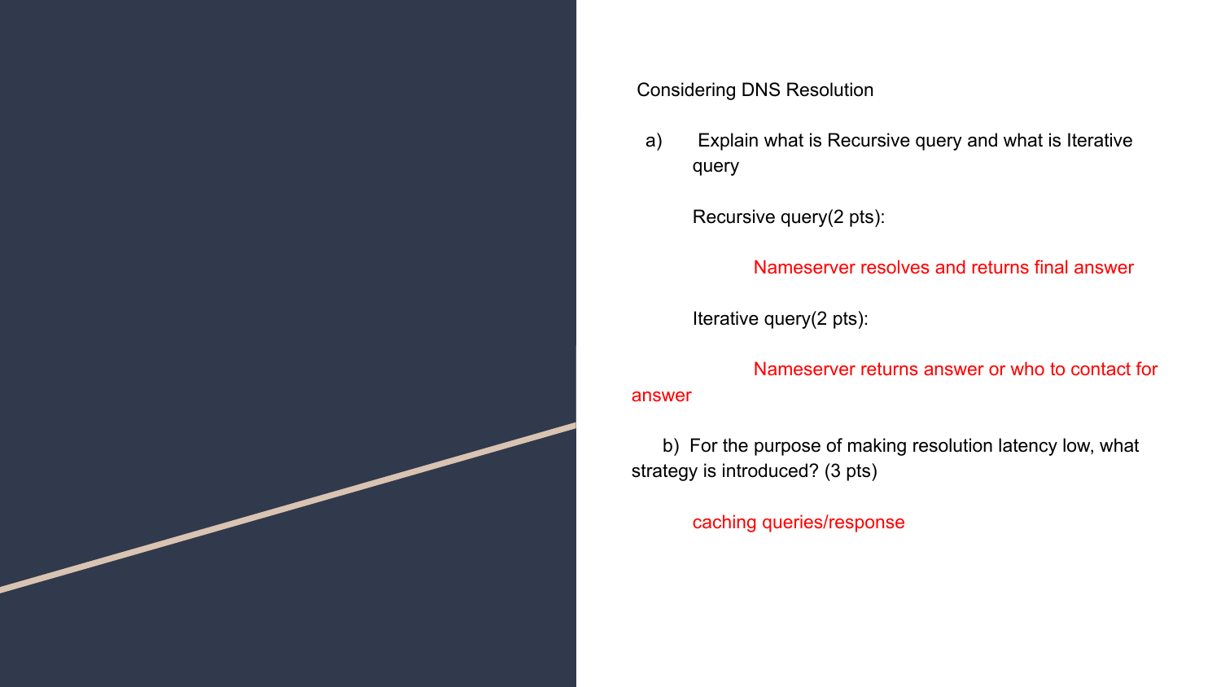Considering DNS Resolution

a) Explain what is Recursive query and what is Iterative query

Recursive query(2 pts):

Nameserver resolves and returns final answer

Iterative query(2 pts):

Nameserver returns answer or who to contact for answer

b) For the purpose of making resolution latency low, what strategy is introduced? (3 pts)

caching queries/response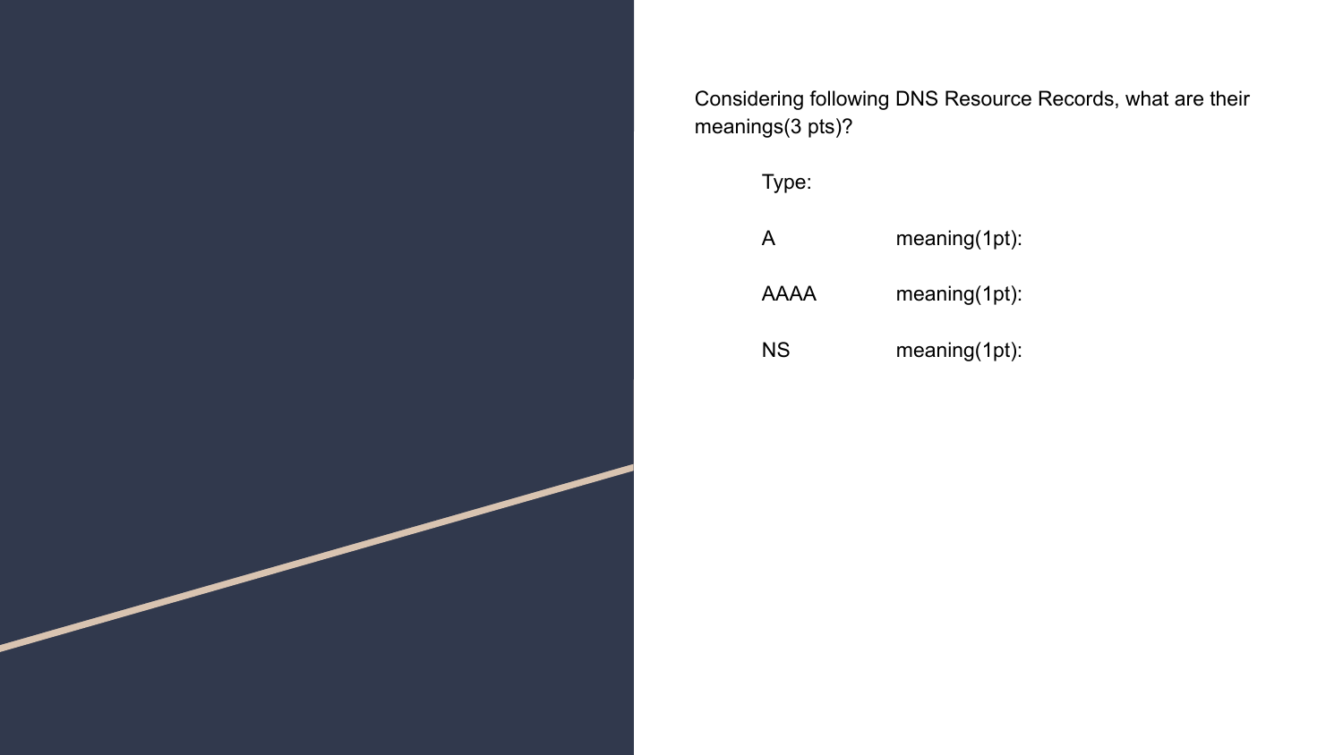Considering following DNS Resource Records, what are their meanings(3 pts)?

Type:

A meaning(1pt):

AAAA meaning(1pt):

NS meaning(1pt):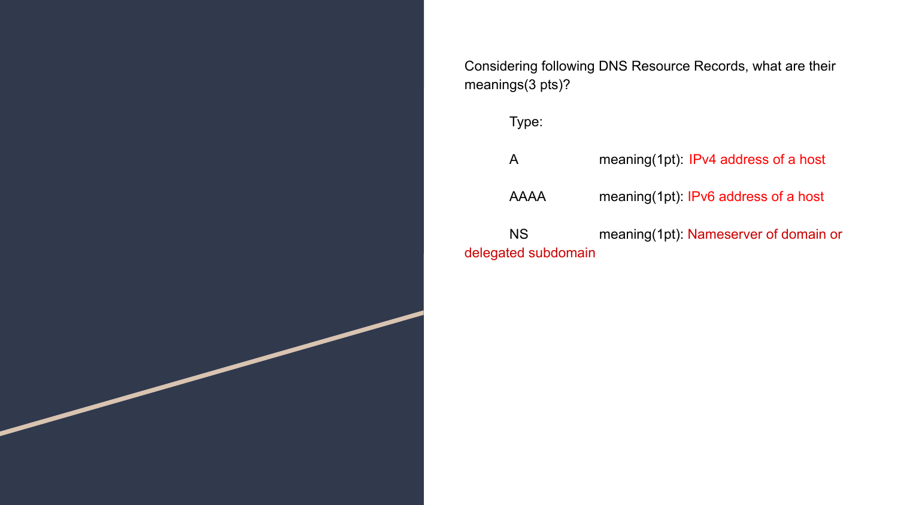Considering following DNS Resource Records, what are their meanings(3 pts)?

Type:

A meaning(1pt): IPv4 address of a host

AAAA meaning(1pt): IPv6 address of a host

NS meaning(1pt): Nameserver of domain or delegated subdomain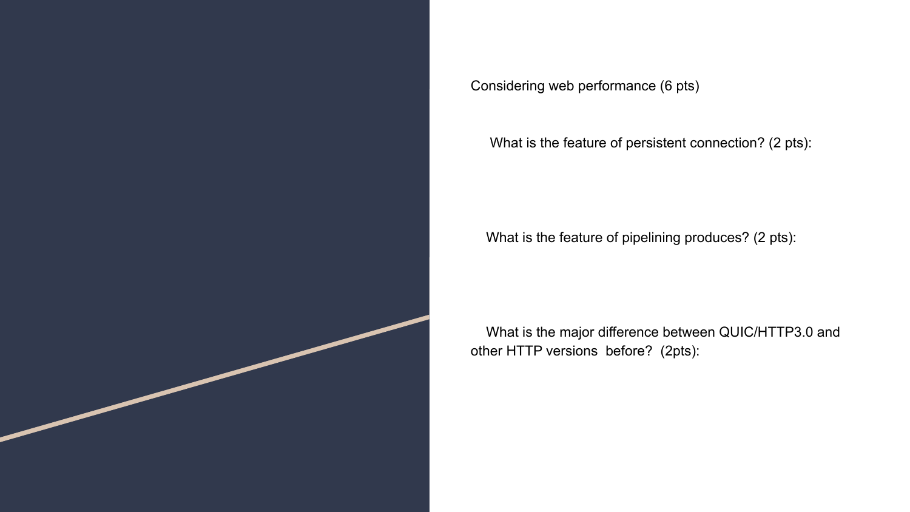Considering web performance (6 pts)

What is the feature of persistent connection? (2 pts):

What is the feature of pipelining produces? (2 pts):

What is the major difference between QUIC/HTTP3.0 and other HTTP versions before? (2pts):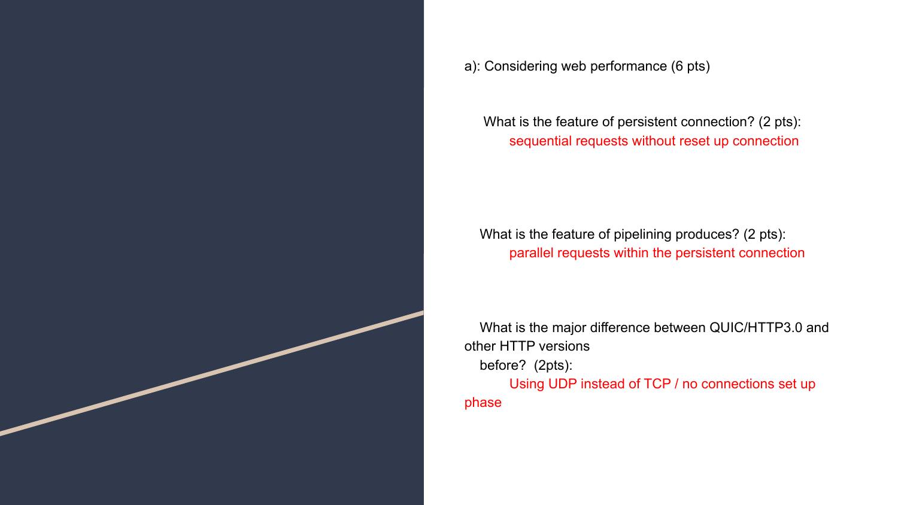a): Considering web performance (6 pts)

What is the feature of persistent connection? (2 pts):

sequential requests without reset up connection

What is the feature of pipelining produces? (2 pts):

parallel requests within the persistent connection

What is the major difference between QUIC/HTTP3.0 and other HTTP versions before? (2pts):

Using UDP instead of TCP / no connections set up phase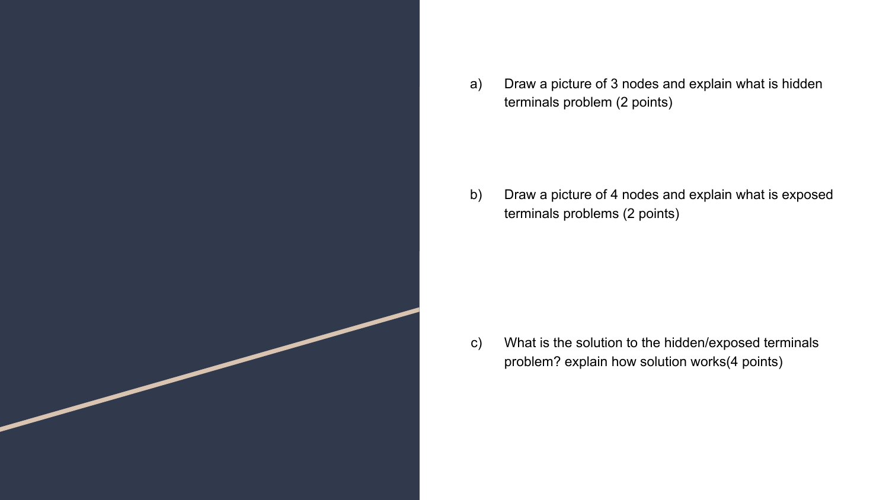a) Draw a picture of 3 nodes and explain what is hidden terminals problem (2 points)

b) Draw a picture of 4 nodes and explain what is exposed terminals problems (2 points)

c) What is the solution to the hidden/exposed terminals problem? explain how solution works(4 points)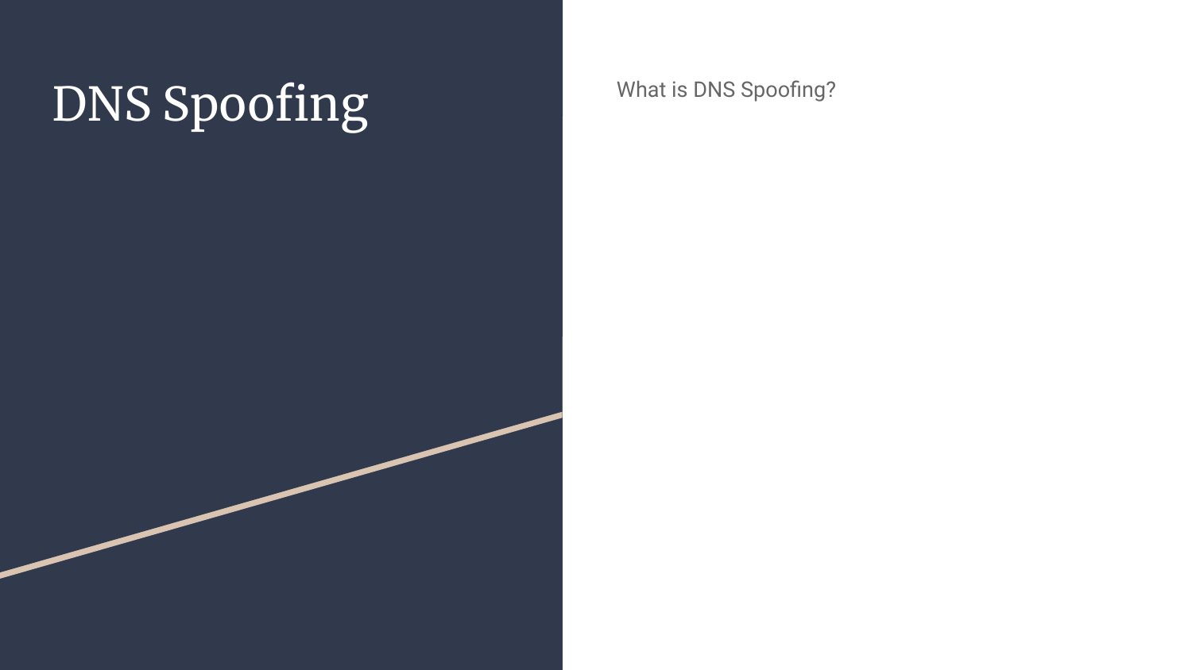# DNS Spoofing

What is DNS Spoofing?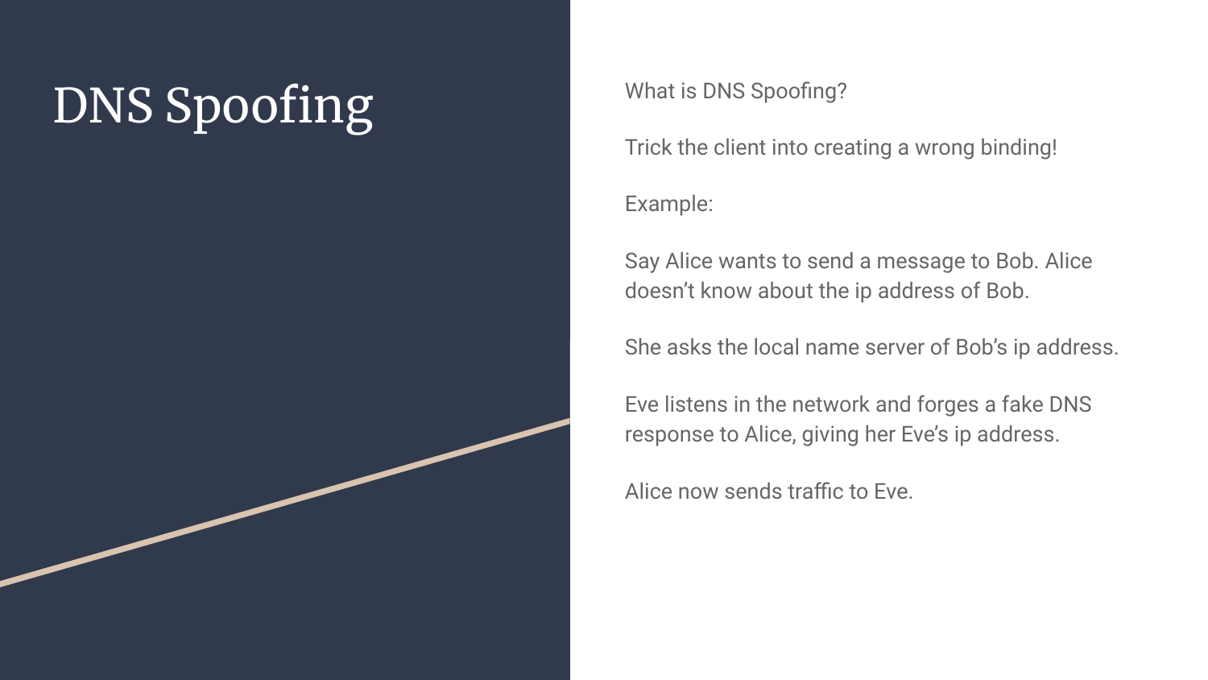# DNS Spoofing

What is DNS Spoofing?

Trick the client into creating a wrong binding!

Example:

Say Alice wants to send a message to Bob. Alice doesn't know about the ip address of Bob.

She asks the local name server of Bob's ip address.

Eve listens in the network and forges a fake DNS response to Alice, giving her Eve's ip address.

Alice now sends traffic to Eve.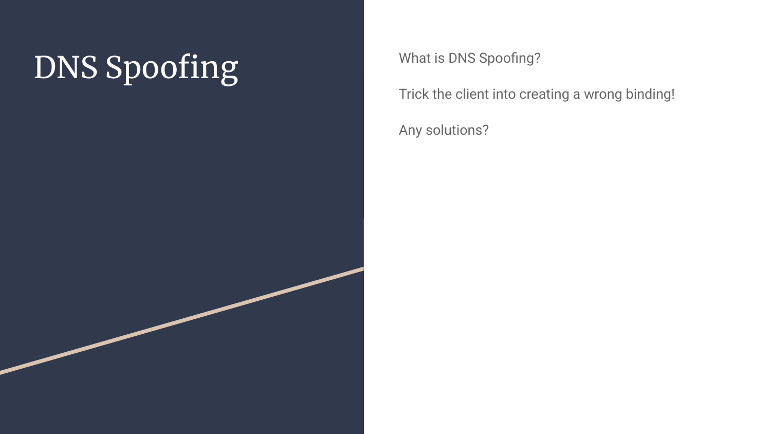# DNS Spoofing

What is DNS Spoofing?

Trick the client into creating a wrong binding!

Any solutions?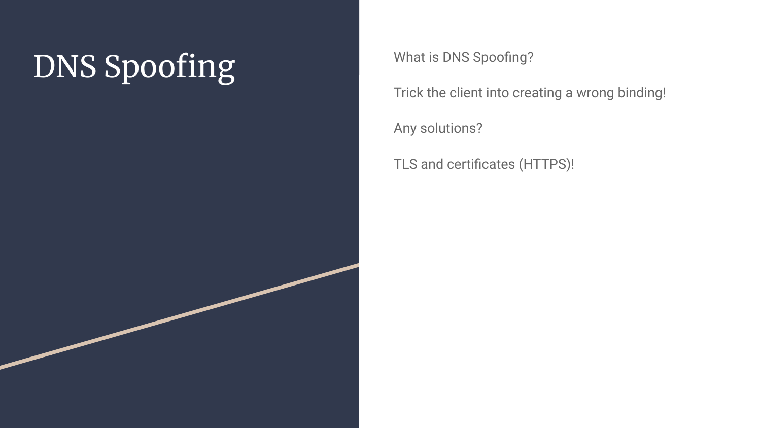# DNS Spoofing

What is DNS Spoofing?

Trick the client into creating a wrong binding!

Any solutions?

TLS and certificates (HTTPS)!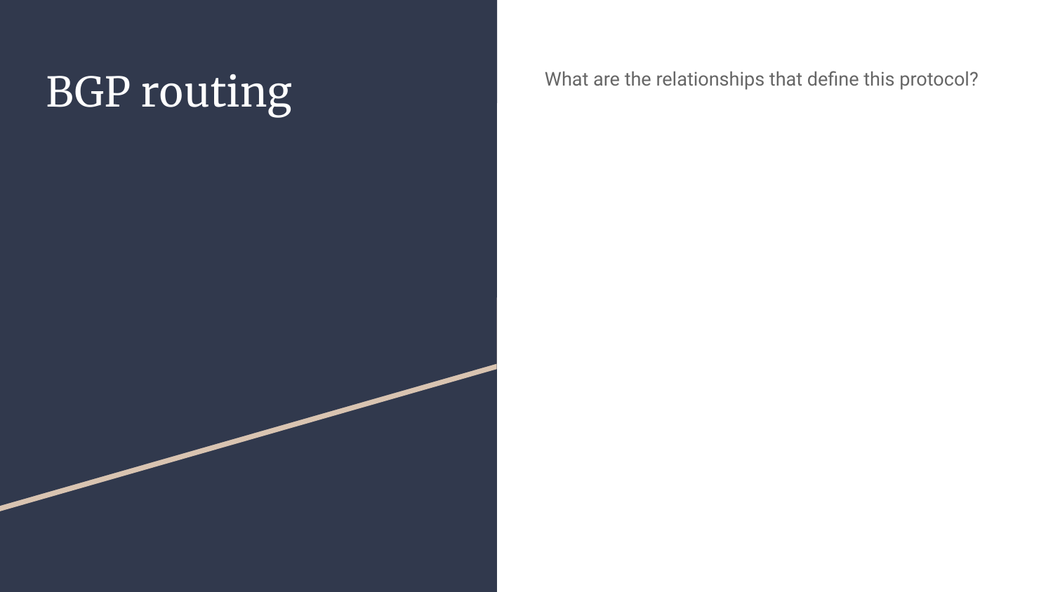# BGP routing

What are the relationships that define this protocol?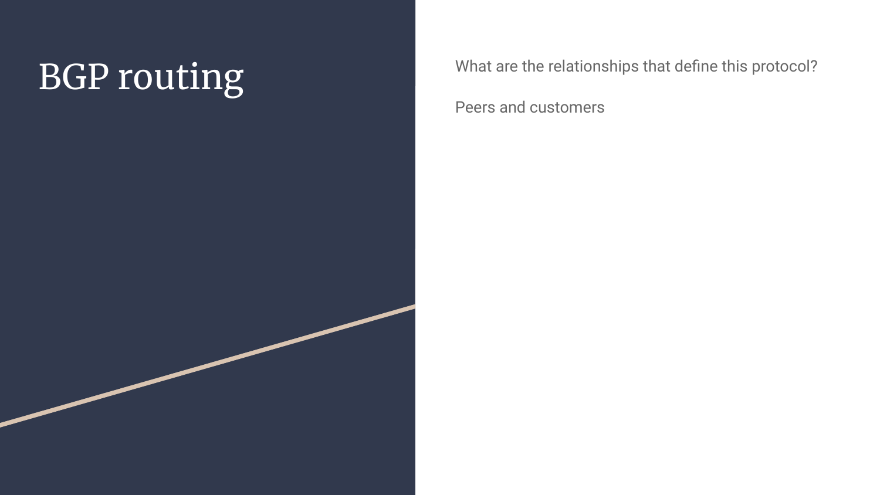# BGP routing

What are the relationships that define this protocol?

Peers and customers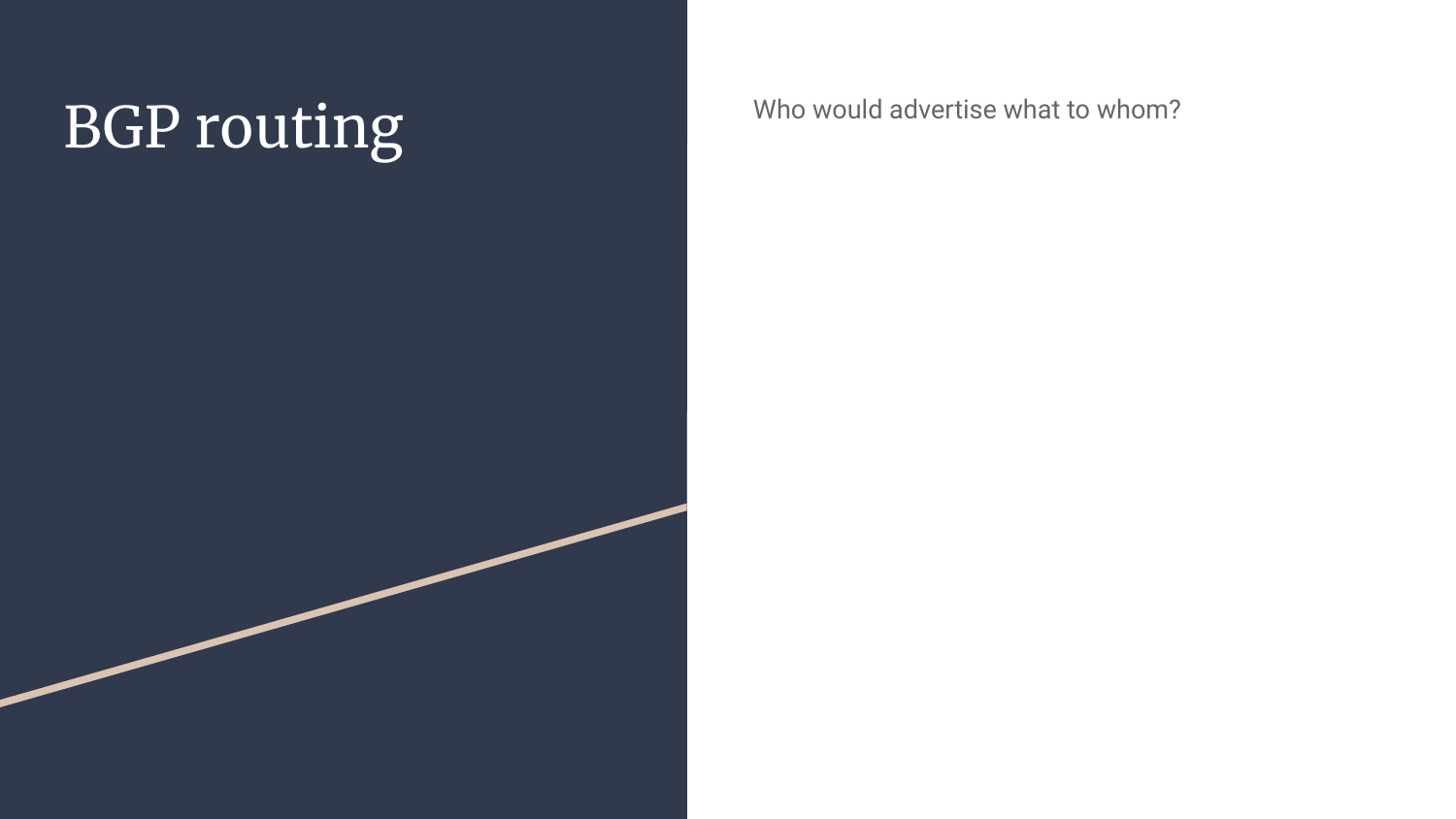# BGP routing

Who would advertise what to whom?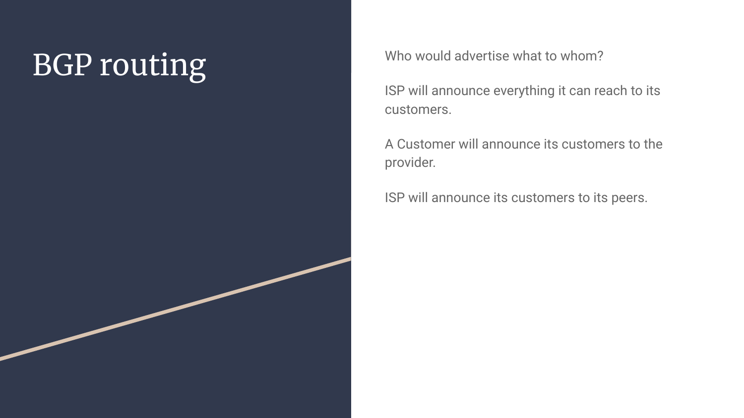# BGP routing

Who would advertise what to whom?

ISP will announce everything it can reach to its customers.

A Customer will announce its customers to the provider.

ISP will announce its customers to its peers.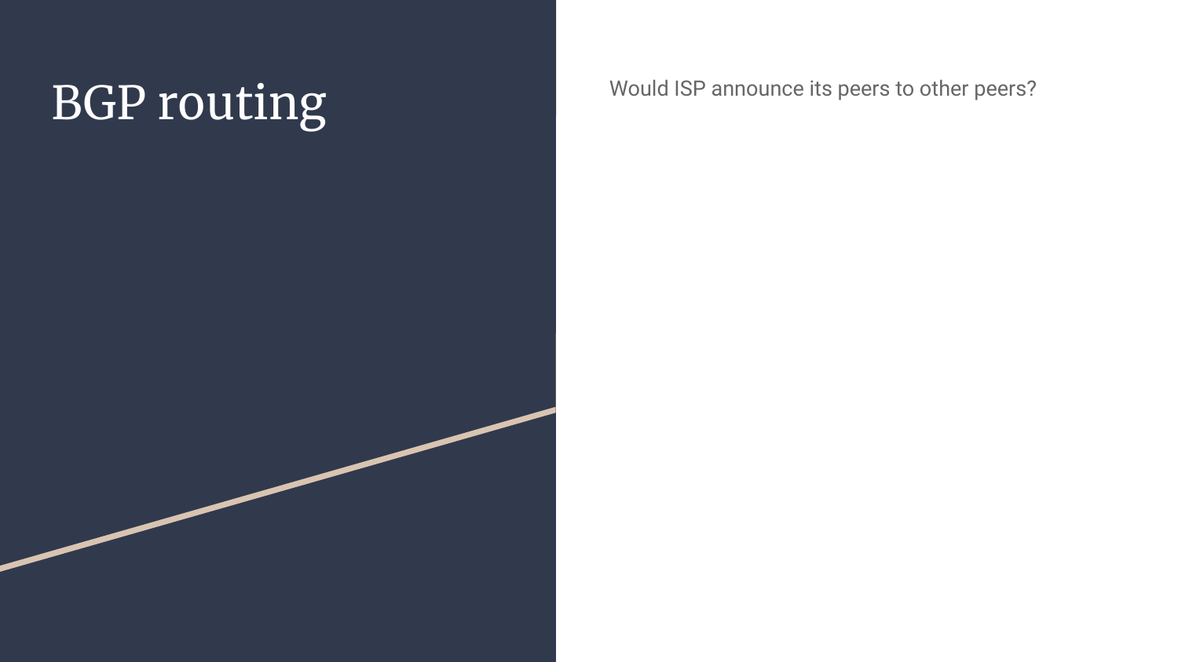# BGP routing

Would ISP announce its peers to other peers?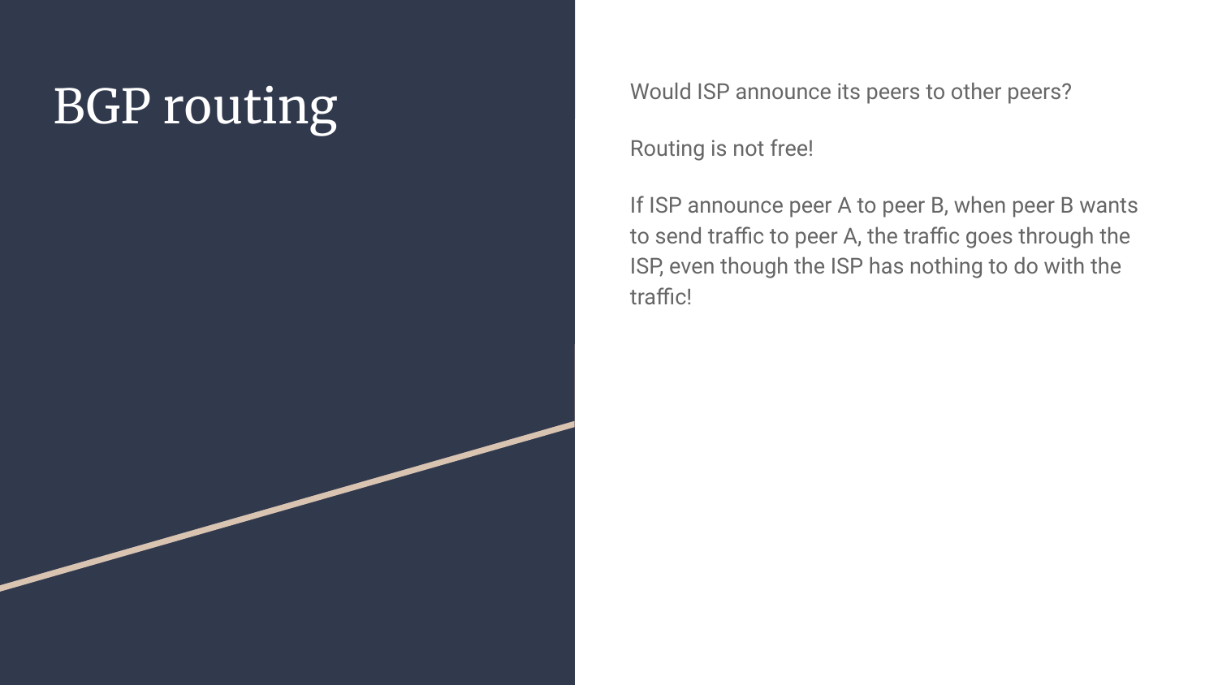# BGP routing

Would ISP announce its peers to other peers?

Routing is not free!

If ISP announce peer A to peer B, when peer B wants to send traffic to peer A, the traffic goes through the ISP, even though the ISP has nothing to do with the traffic!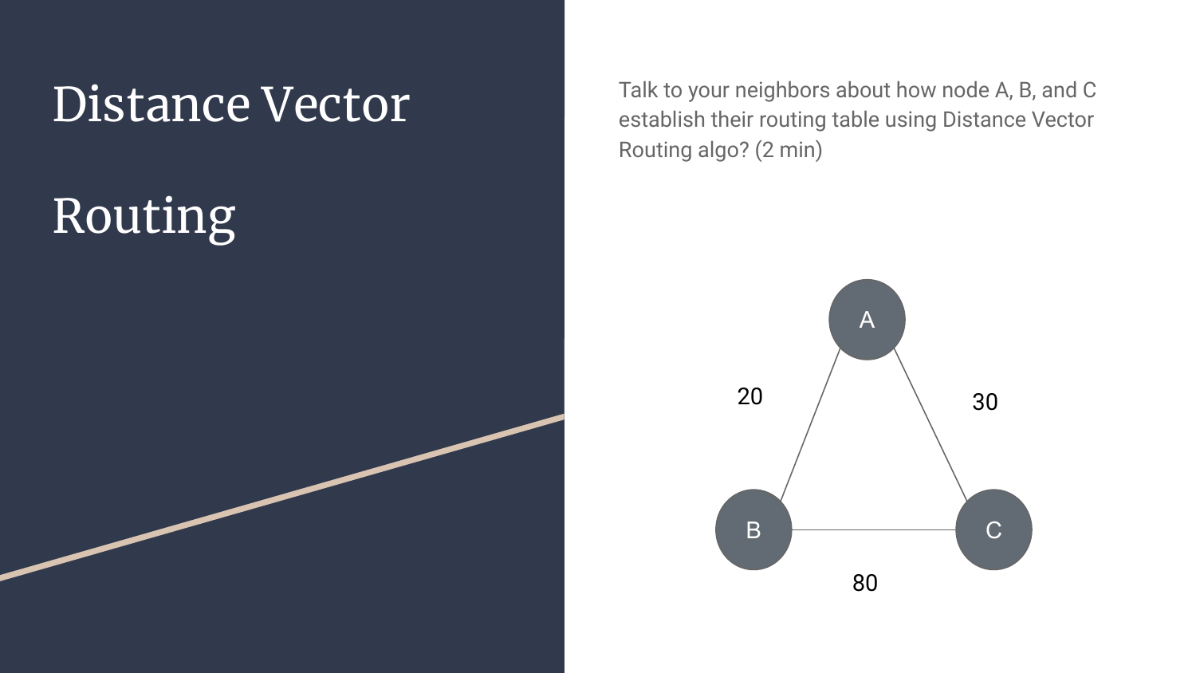# Distance Vector Routing

Talk to your neighbors about how node A, B, and C establish their routing table using Distance Vector Routing algo? (2 min)

A

B

C

20

30

80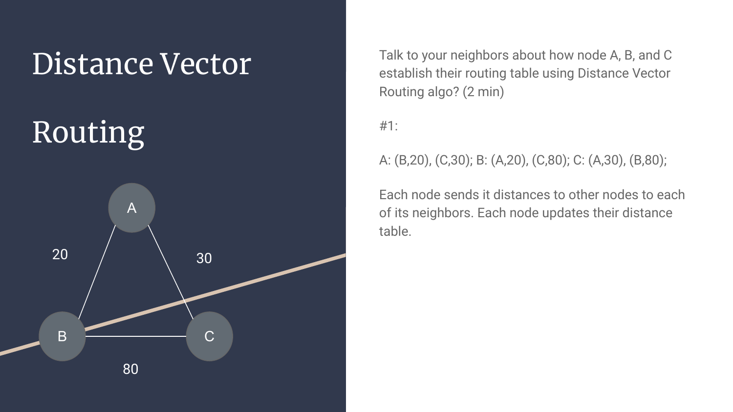# Distance Vector Routing

A

B

C

20

30

80

Talk to your neighbors about how node A, B, and C establish their routing table using Distance Vector Routing algo? (2 min)

#1:

A: (B,20), (C,30); B: (A,20), (C,80); C: (A,30), (B,80);

Each node sends it distances to other nodes to each of its neighbors. Each node updates their distance table.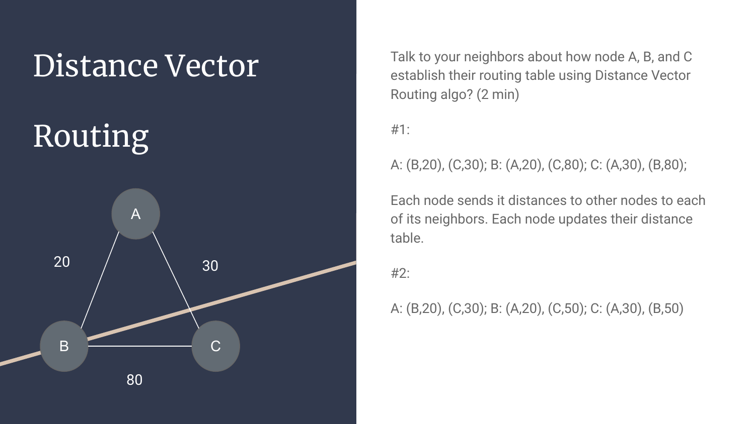# Distance Vector Routing

A

20

30

B

C

80

Talk to your neighbors about how node A, B, and C establish their routing table using Distance Vector Routing algo? (2 min)

#1:

A: (B,20), (C,30); B: (A,20), (C,80); C: (A,30), (B,80);

Each node sends it distances to other nodes to each of its neighbors. Each node updates their distance table.

#2:

A: (B,20), (C,30); B: (A,20), (C,50); C: (A,30), (B,50)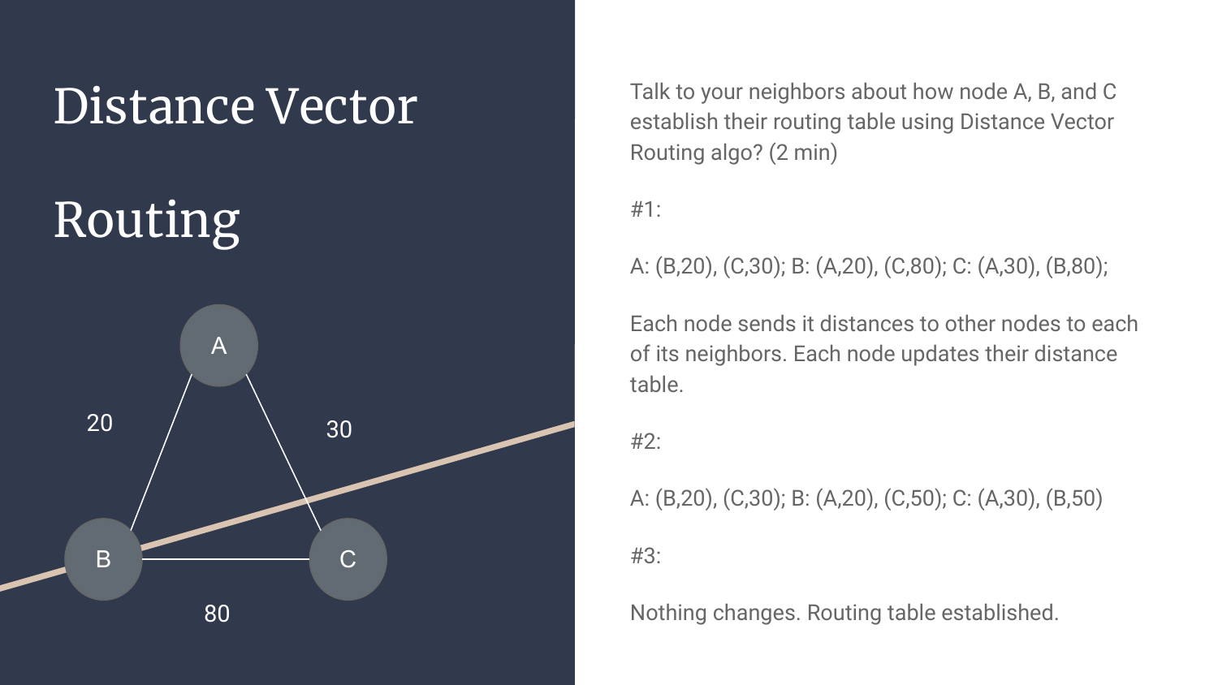# Distance Vector Routing

A

B

C

20

30

80

Talk to your neighbors about how node A, B, and C establish their routing table using Distance Vector Routing algo? (2 min)

#1:

A: (B,20), (C,30); B: (A,20), (C,80); C: (A,30), (B,80);

Each node sends it distances to other nodes to each of its neighbors. Each node updates their distance table.

#2:

A: (B,20), (C,30); B: (A,20), (C,50); C: (A,30), (B,50)

#3:

Nothing changes. Routing table established.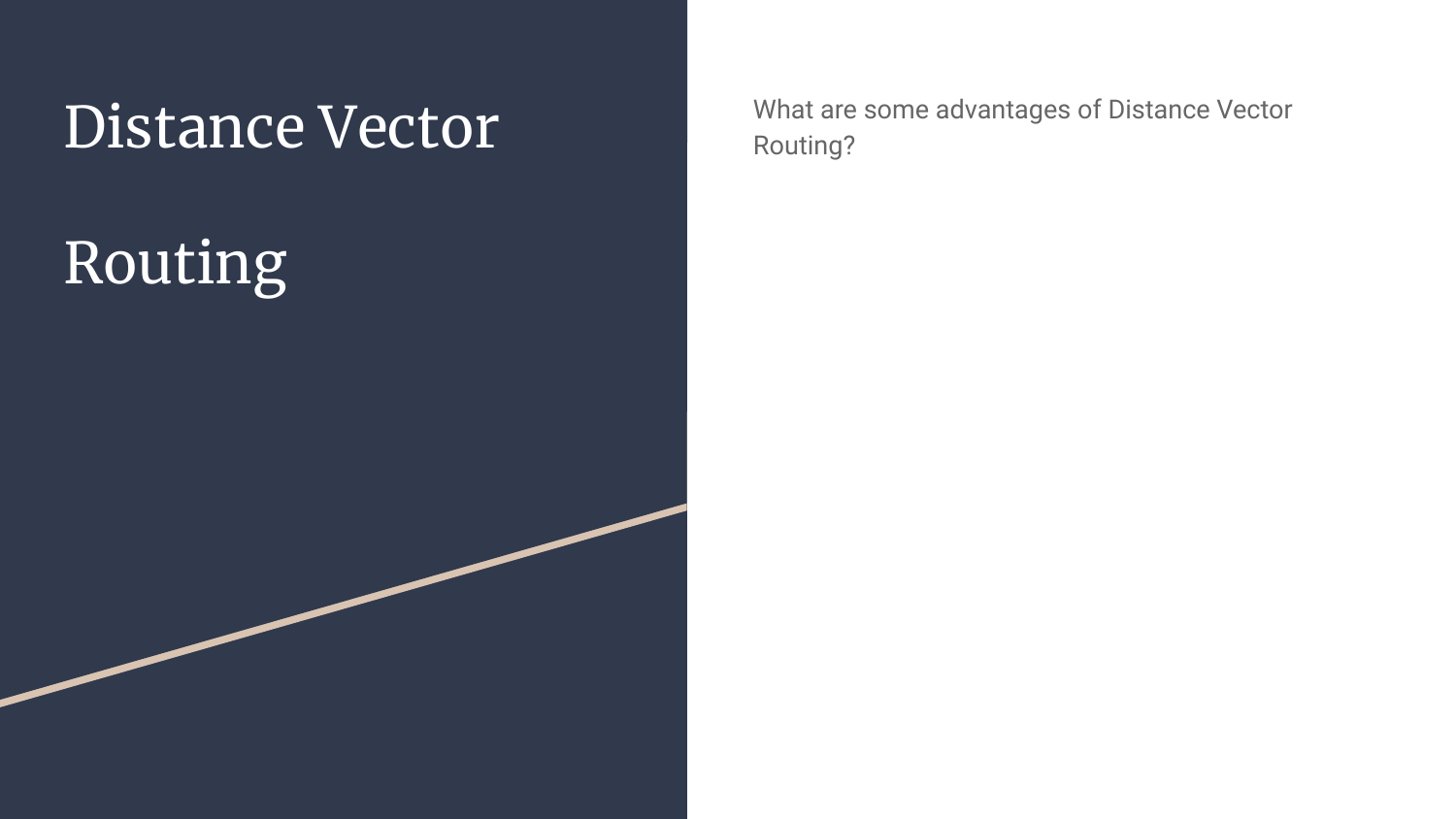# Distance Vector

# Routing

What are some advantages of Distance Vector Routing?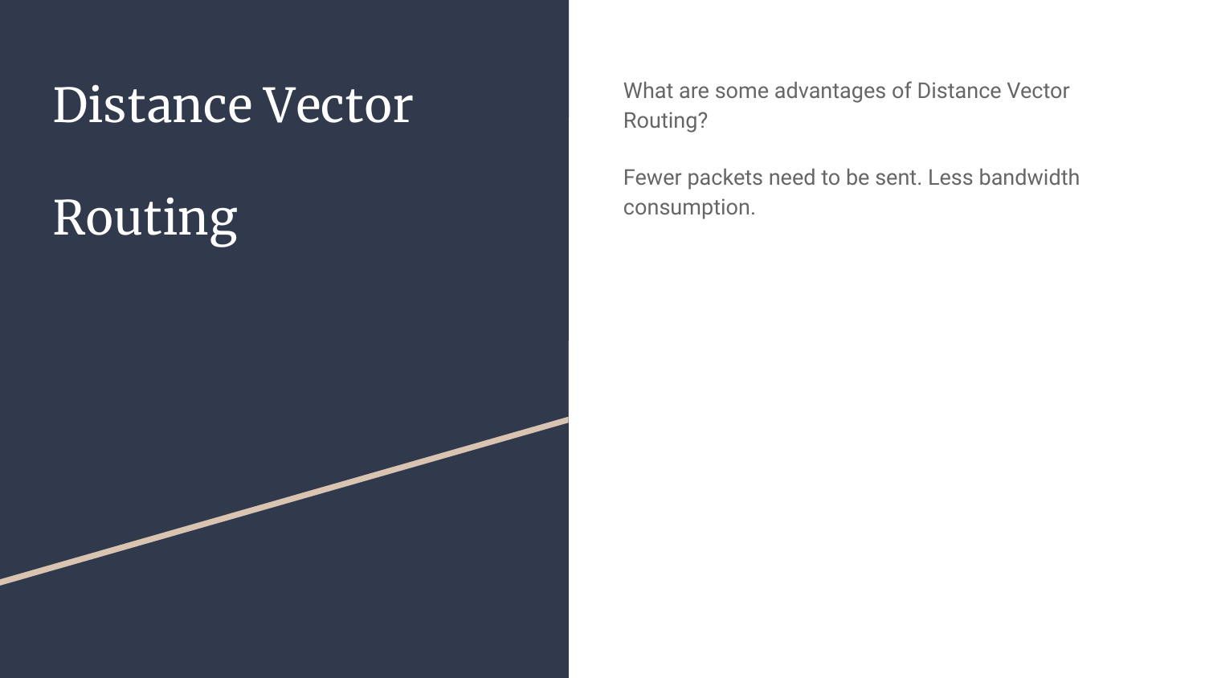# Distance Vector Routing

What are some advantages of Distance Vector Routing?

Fewer packets need to be sent. Less bandwidth consumption.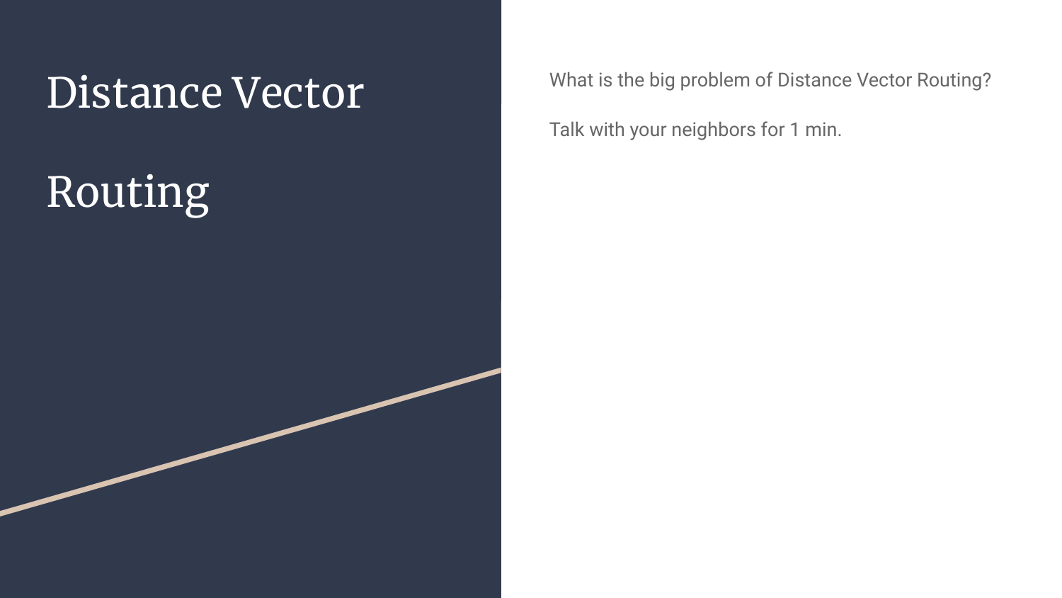# Distance Vector Routing

What is the big problem of Distance Vector Routing?

Talk with your neighbors for 1 min.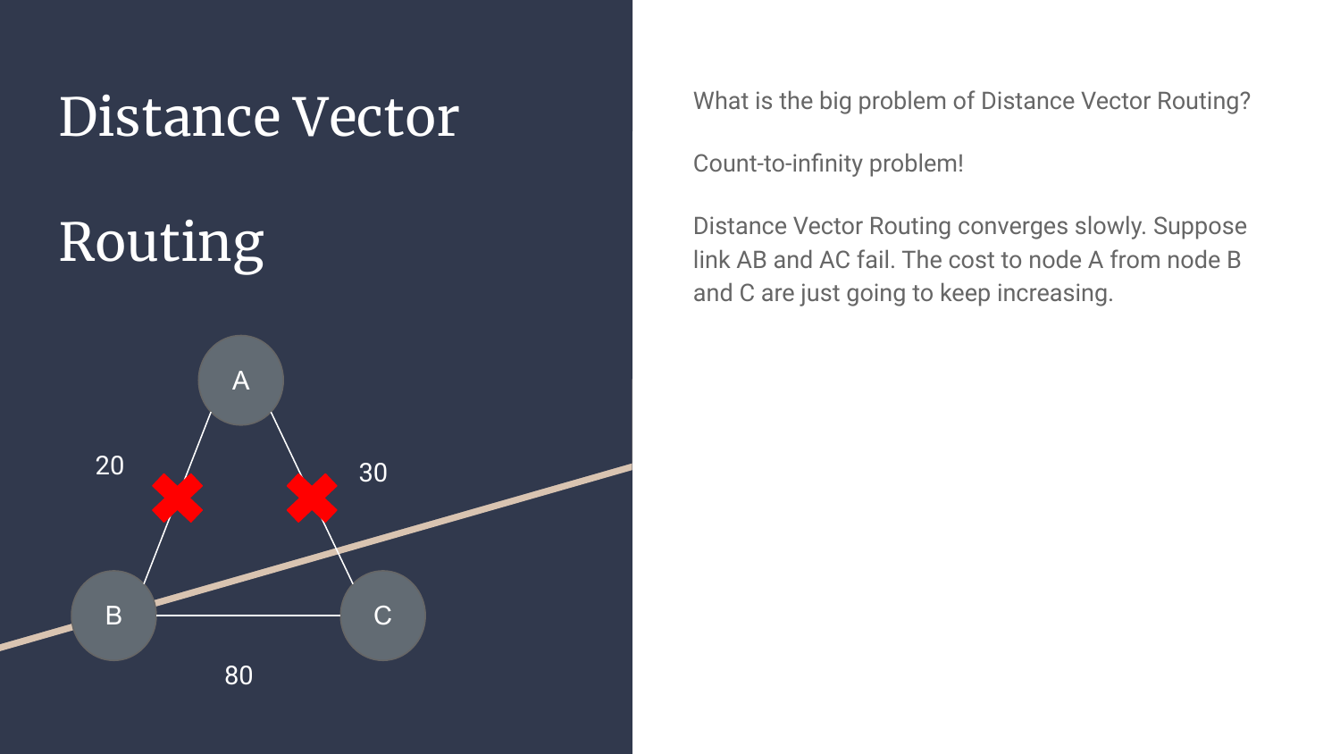# Distance Vector Routing

A

20

30

B

C

80

What is the big problem of Distance Vector Routing?

Count-to-infinity problem!

Distance Vector Routing converges slowly. Suppose link AB and AC fail. The cost to node A from node B and C are just going to keep increasing.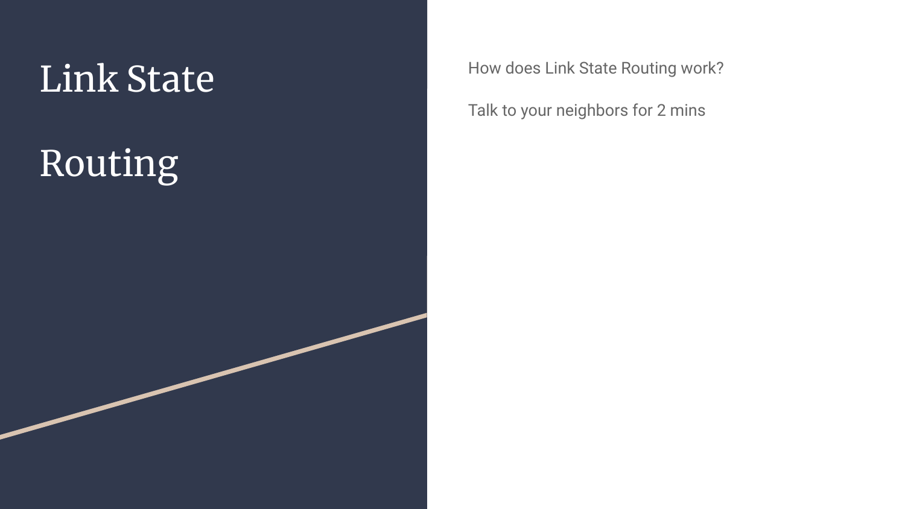# Link State Routing

How does Link State Routing work?

Talk to your neighbors for 2 mins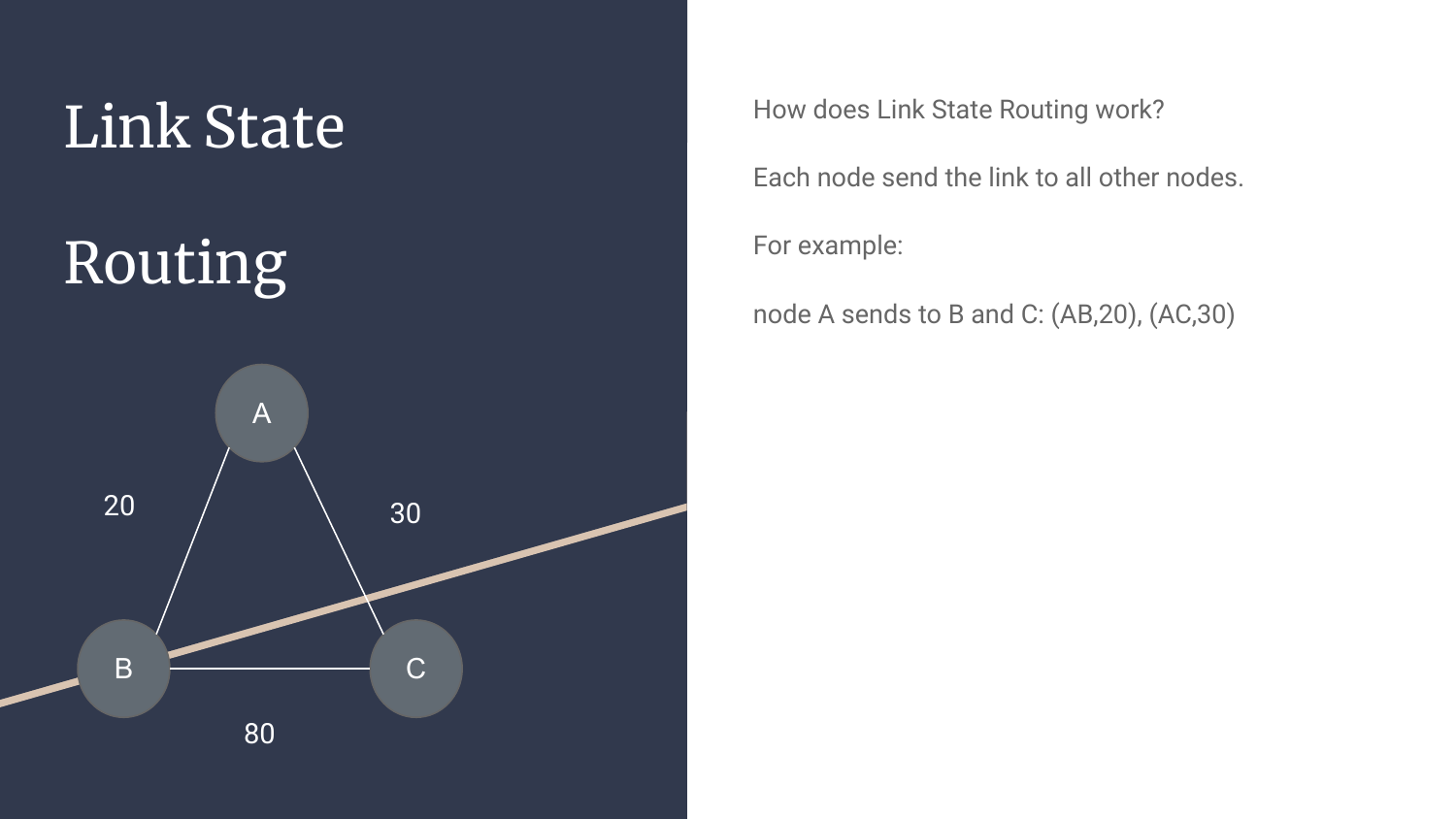# Link State Routing

A

20

30

B

C

80

How does Link State Routing work?

Each node send the link to all other nodes.

For example:

node A sends to B and C: (AB,20), (AC,30)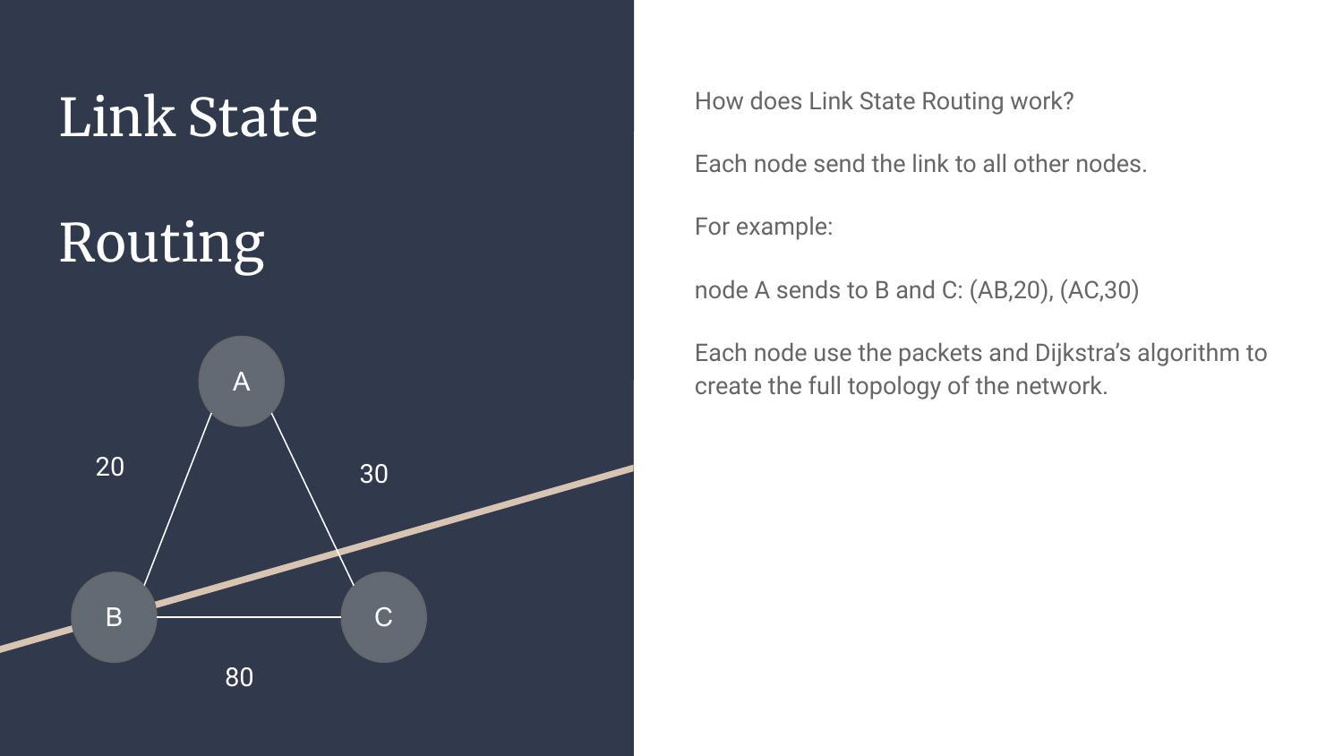# Link State Routing

A

20

30

B

C

80

How does Link State Routing work?

Each node send the link to all other nodes.

For example:

node A sends to B and C: (AB,20), (AC,30)

Each node use the packets and Dijkstra's algorithm to create the full topology of the network.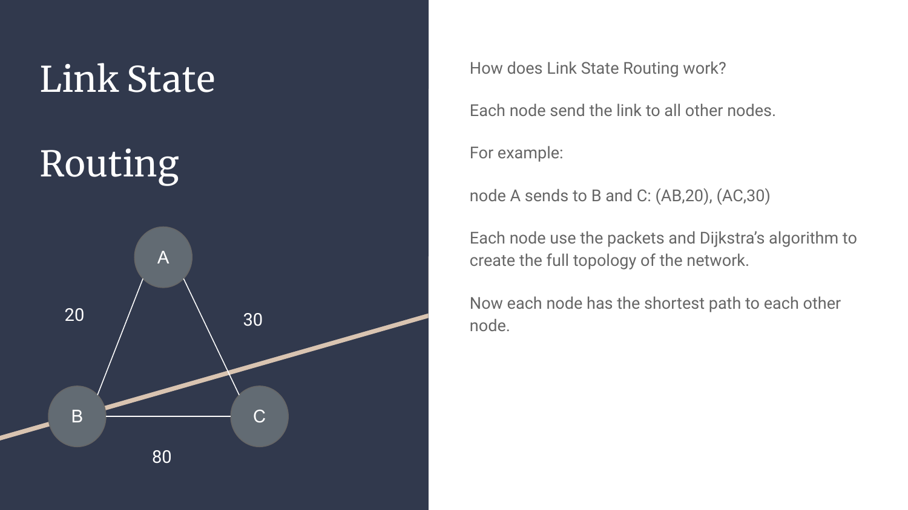# Link State Routing

A

20

30

B

C

80

How does Link State Routing work?

Each node send the link to all other nodes.

For example:

node A sends to B and C: (AB,20), (AC,30)

Each node use the packets and Dijkstra's algorithm to create the full topology of the network.

Now each node has the shortest path to each other node.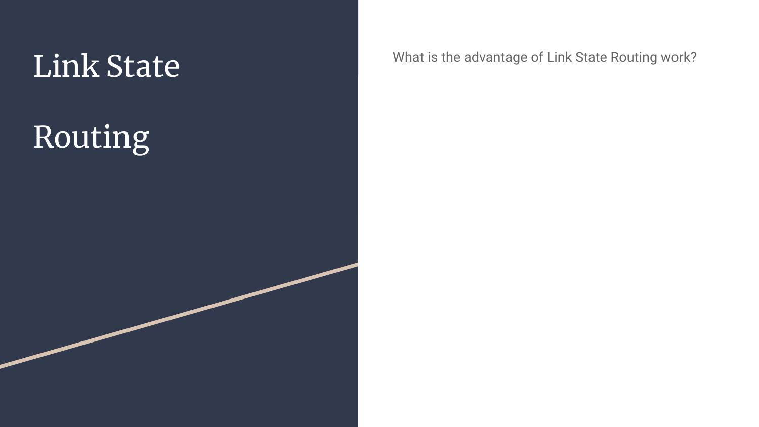# Link State Routing

What is the advantage of Link State Routing work?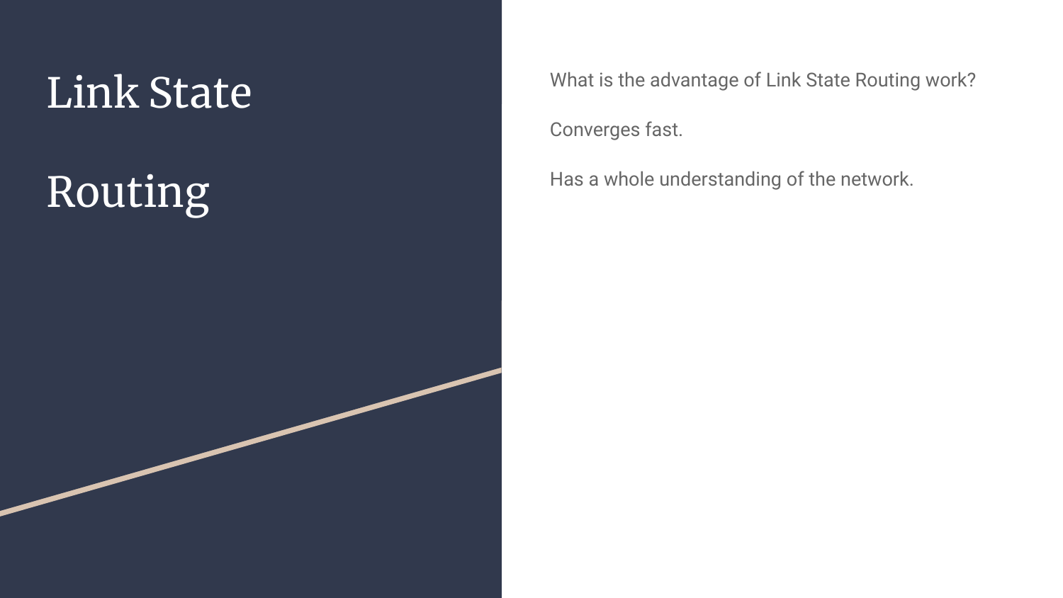# Link State Routing

What is the advantage of Link State Routing work?

Converges fast.

Has a whole understanding of the network.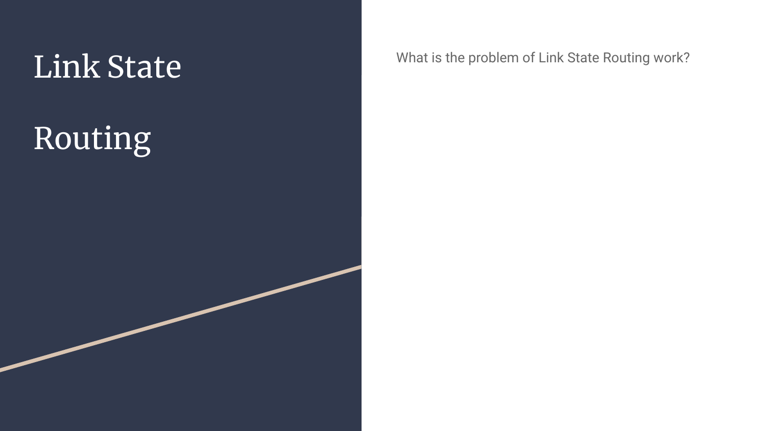# Link State Routing

What is the problem of Link State Routing work?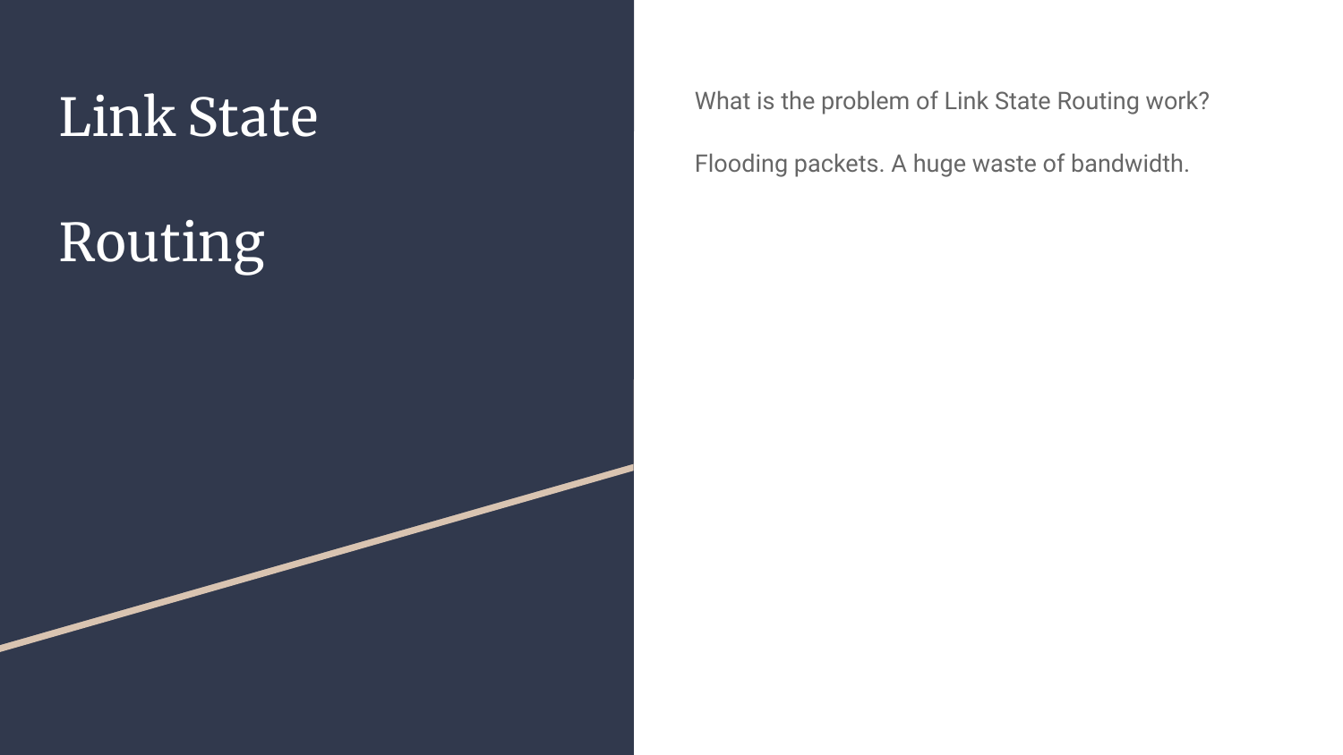# Link State Routing

What is the problem of Link State Routing work?

Flooding packets. A huge waste of bandwidth.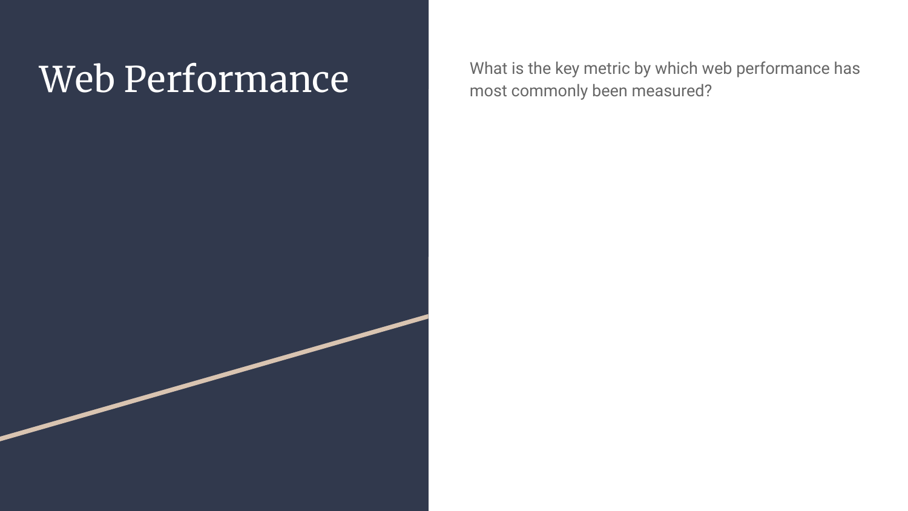# Web Performance

What is the key metric by which web performance has most commonly been measured?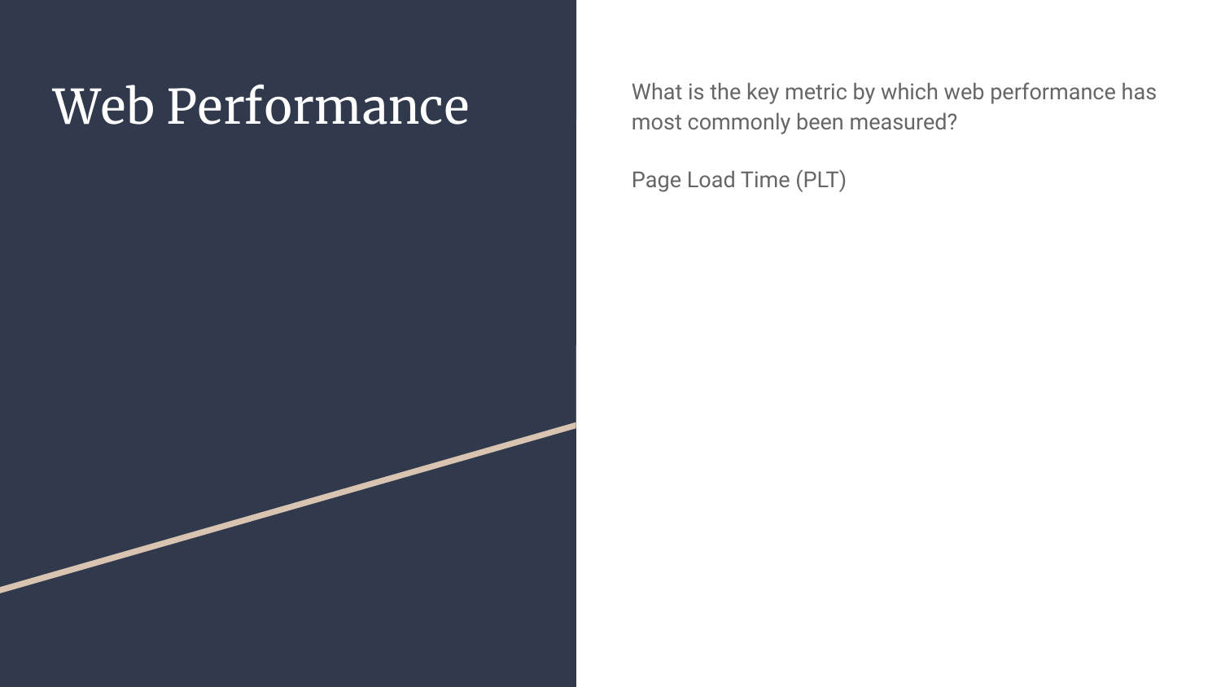# Web Performance

What is the key metric by which web performance has most commonly been measured?

Page Load Time (PLT)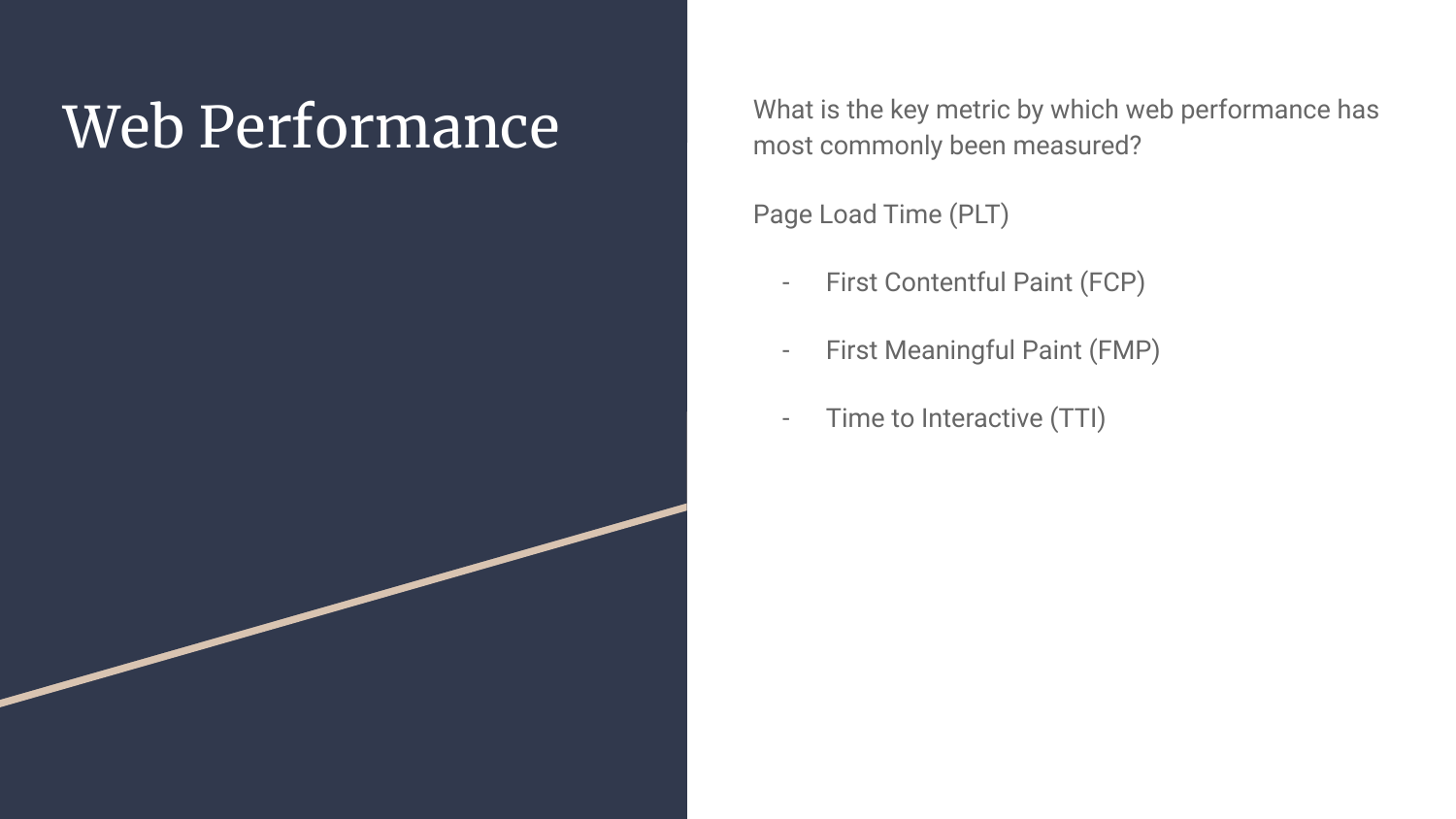# Web Performance

What is the key metric by which web performance has most commonly been measured?

Page Load Time (PLT)

- First Contentful Paint (FCP)
- First Meaningful Paint (FMP)
- Time to Interactive (TTI)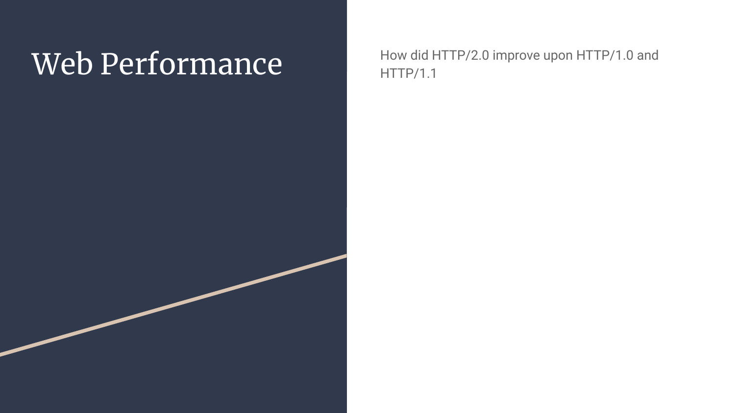# Web Performance

How did HTTP/2.0 improve upon HTTP/1.0 and HTTP/1.1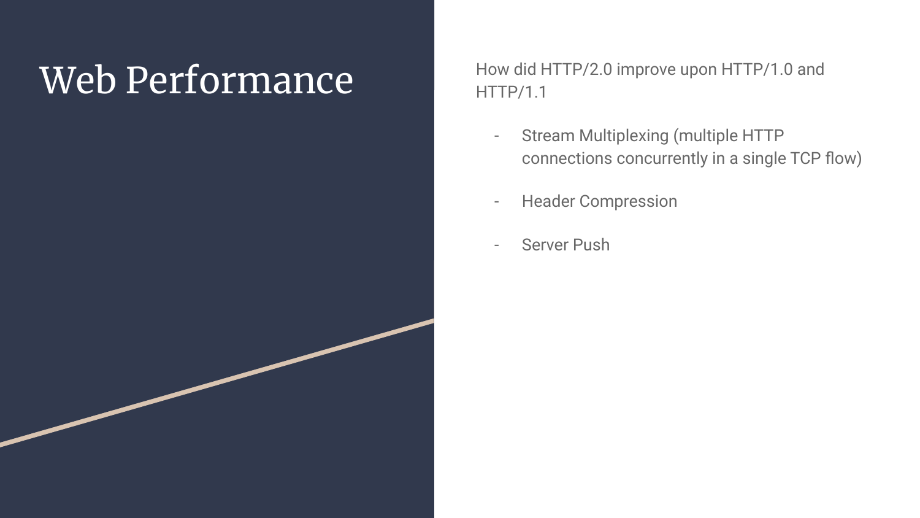# Web Performance

How did HTTP/2.0 improve upon HTTP/1.0 and HTTP/1.1

- Stream Multiplexing (multiple HTTP connections concurrently in a single TCP flow)
- Header Compression
- Server Push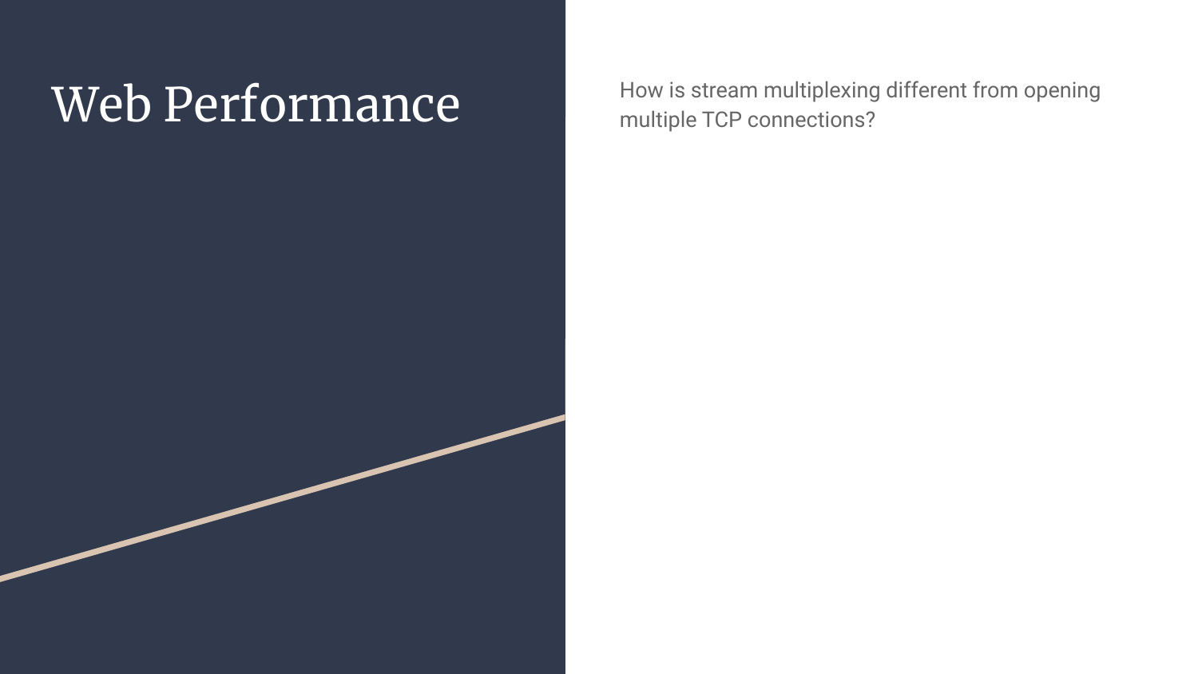# Web Performance

How is stream multiplexing different from opening multiple TCP connections?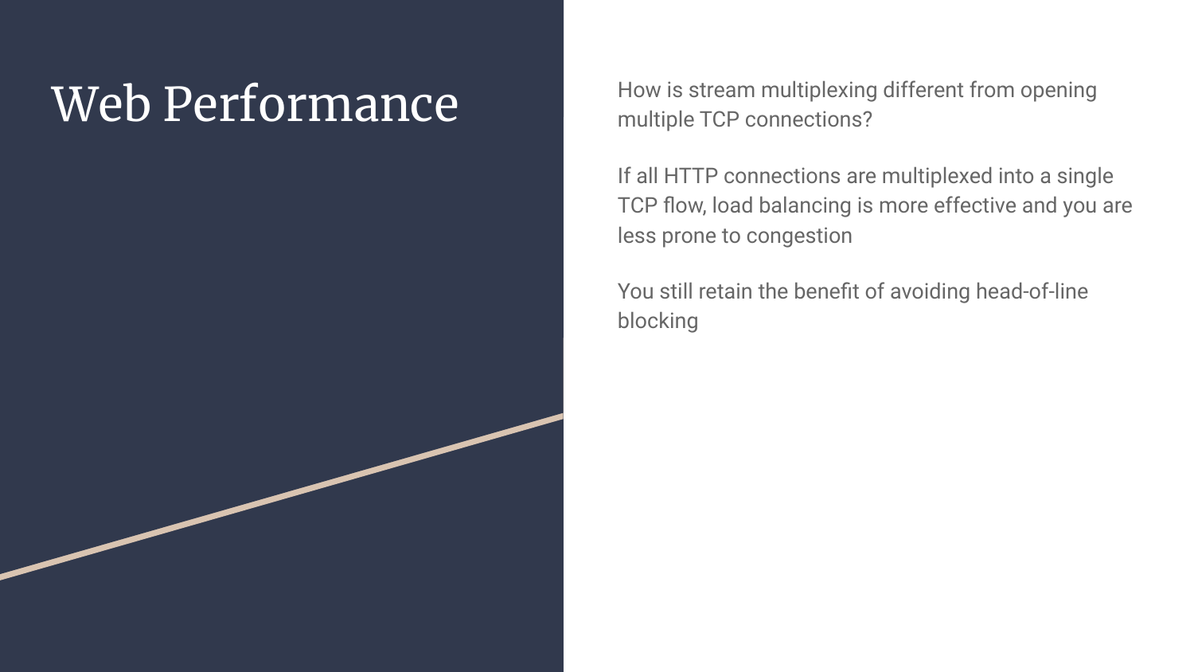# Web Performance

How is stream multiplexing different from opening multiple TCP connections?

If all HTTP connections are multiplexed into a single TCP flow, load balancing is more effective and you are less prone to congestion

You still retain the benefit of avoiding head-of-line blocking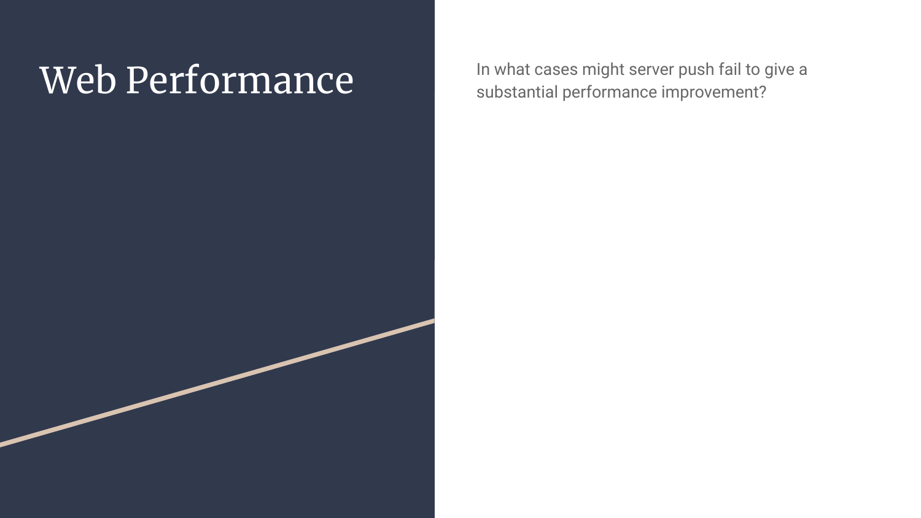# Web Performance

In what cases might server push fail to give a substantial performance improvement?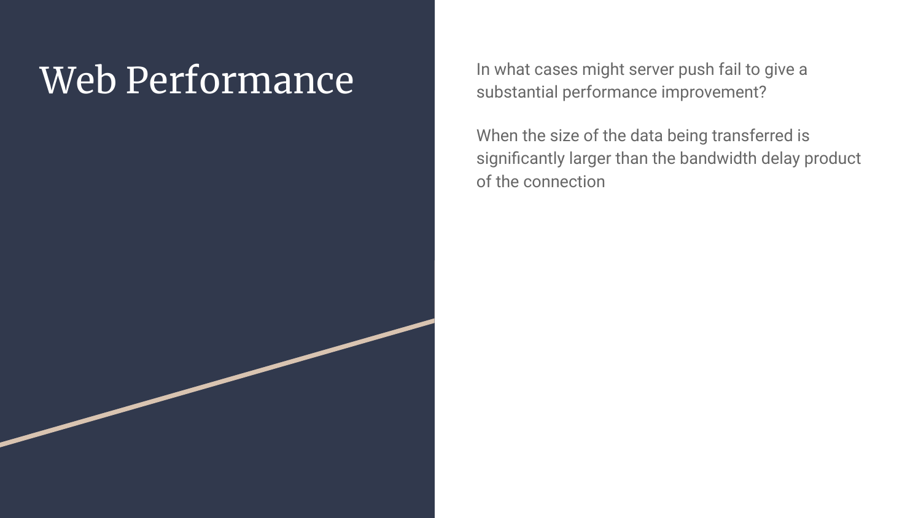# Web Performance

In what cases might server push fail to give a substantial performance improvement?

When the size of the data being transferred is significantly larger than the bandwidth delay product of the connection